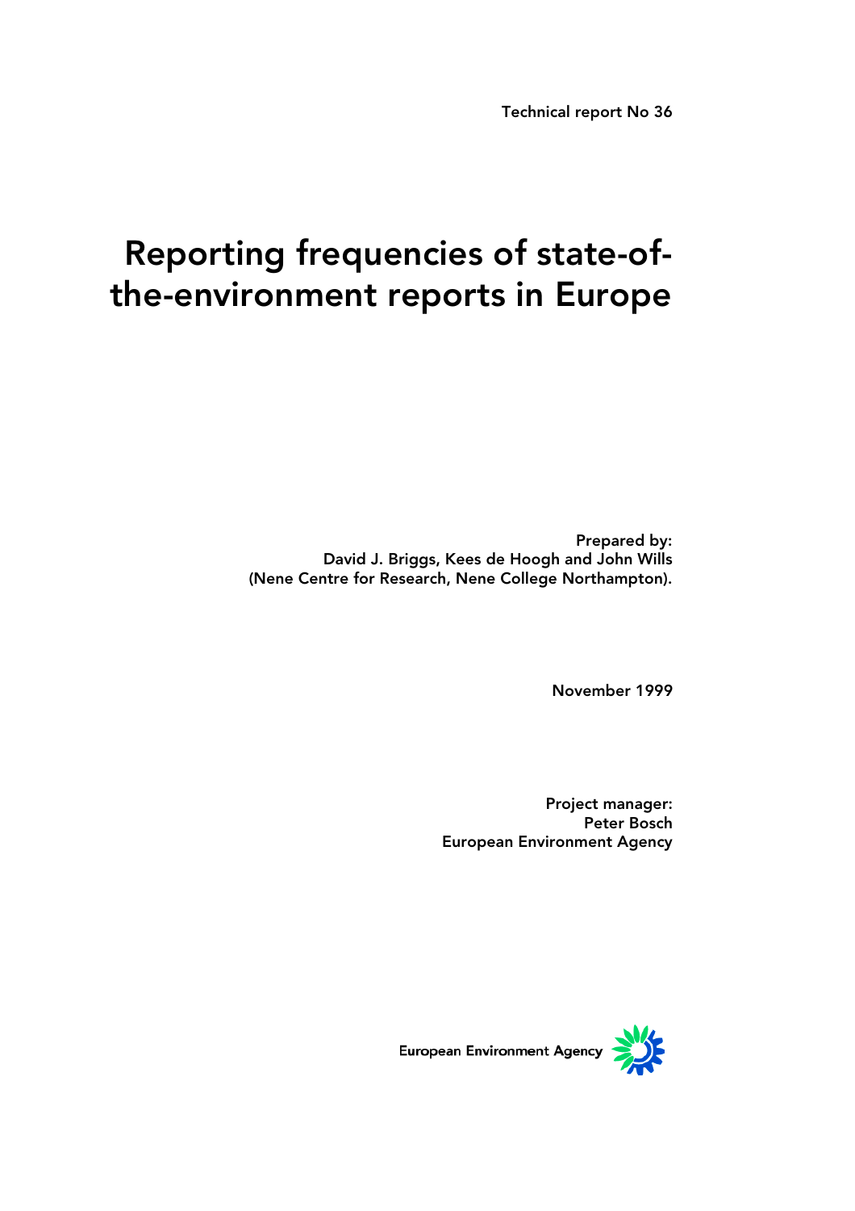Technical report No 36

# Reporting frequencies of state-of-the-environment reports in Europe

**Prepared by:**
**David J. Briggs, Kees de Hoogh and John Wills**
**(Nene Centre for Research, Nene College Northampton).**

**November 1999**

**Project manager:**
**Peter Bosch**
**European Environment Agency**

European Environment Agency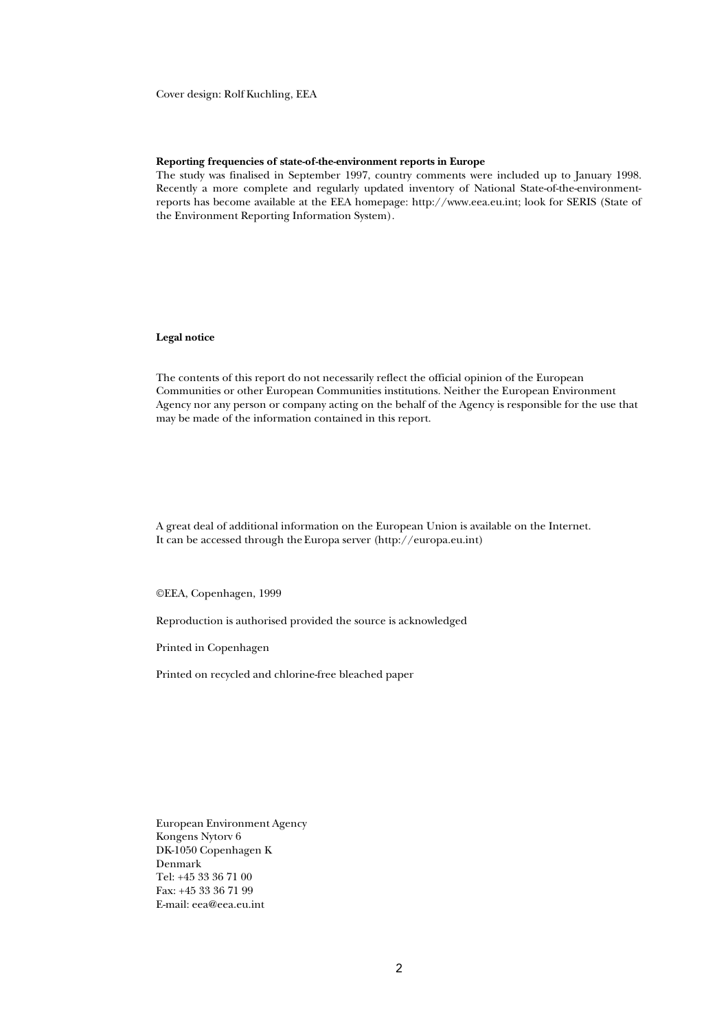Cover design: Rolf Kuchling, EEA

**Reporting frequencies of state-of-the-environment reports in Europe**

The study was finalised in September 1997, country comments were included up to January 1998. Recently a more complete and regularly updated inventory of National State-of-the-environment-reports has become available at the EEA homepage: http://www.eea.eu.int; look for SERIS (State of the Environment Reporting Information System).

**Legal notice**

The contents of this report do not necessarily reflect the official opinion of the European Communities or other European Communities institutions. Neither the European Environment Agency nor any person or company acting on the behalf of the Agency is responsible for the use that may be made of the information contained in this report.

A great deal of additional information on the European Union is available on the Internet. It can be accessed through the Europa server (http://europa.eu.int)

©EEA, Copenhagen, 1999

Reproduction is authorised provided the source is acknowledged

Printed in Copenhagen

Printed on recycled and chlorine-free bleached paper

European Environment Agency
Kongens Nytorv 6
DK-1050 Copenhagen K
Denmark
Tel: +45 33 36 71 00
Fax: +45 33 36 71 99
E-mail: eea@eea.eu.int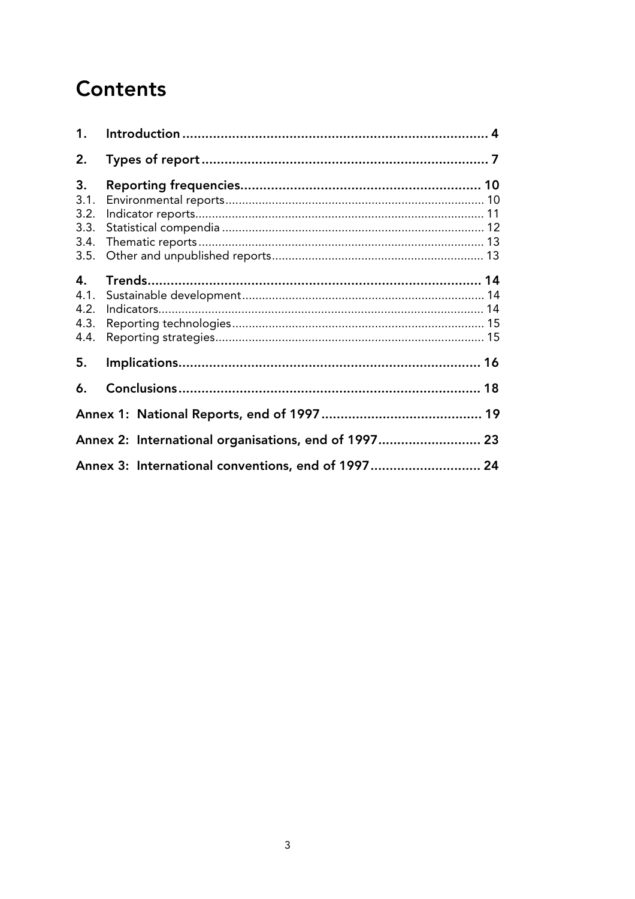# Contents

| | | |
|---|---|---|
| **1.** | **Introduction** | **4** |
| **2.** | **Types of report** | **7** |
| **3.** | **Reporting frequencies** | **10** |
| 3.1. | Environmental reports | 10 |
| 3.2. | Indicator reports | 11 |
| 3.3. | Statistical compendia | 12 |
| 3.4. | Thematic reports | 13 |
| 3.5. | Other and unpublished reports | 13 |
| **4.** | **Trends** | **14** |
| 4.1. | Sustainable development | 14 |
| 4.2. | Indicators | 14 |
| 4.3. | Reporting technologies | 15 |
| 4.4. | Reporting strategies | 15 |
| **5.** | **Implications** | **16** |
| **6.** | **Conclusions** | **18** |
| **Annex 1:** | **National Reports, end of 1997** | **19** |
| **Annex 2:** | **International organisations, end of 1997** | **23** |
| **Annex 3:** | **International conventions, end of 1997** | **24** |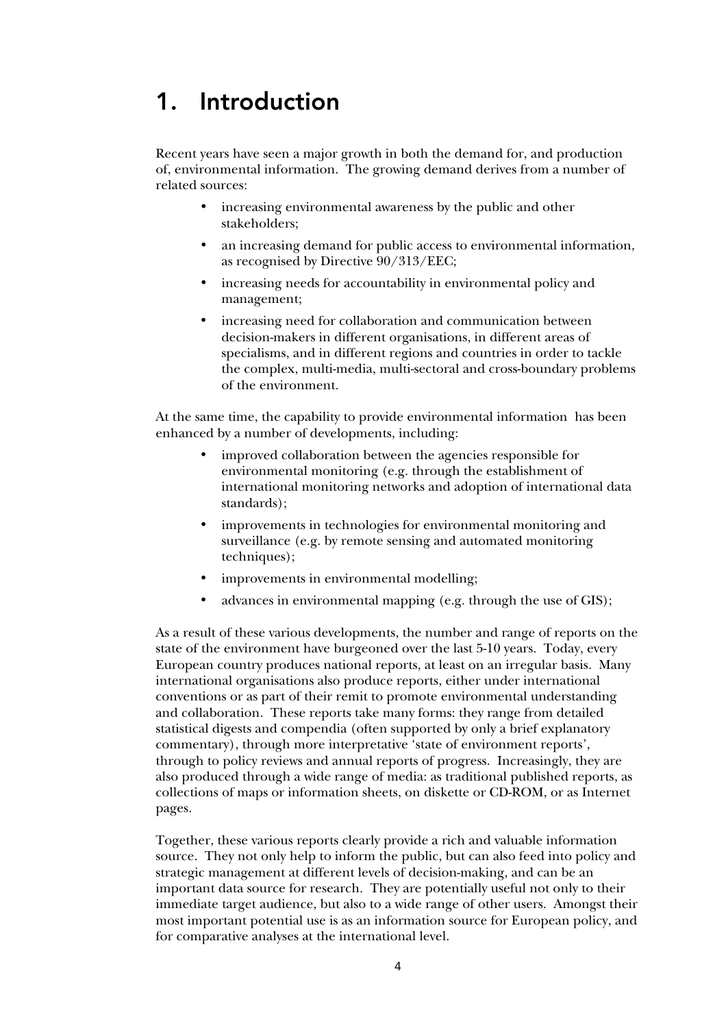# 1. Introduction

Recent years have seen a major growth in both the demand for, and production of, environmental information. The growing demand derives from a number of related sources:

- increasing environmental awareness by the public and other stakeholders;
- an increasing demand for public access to environmental information, as recognised by Directive 90/313/EEC;
- increasing needs for accountability in environmental policy and management;
- increasing need for collaboration and communication between decision-makers in different organisations, in different areas of specialisms, and in different regions and countries in order to tackle the complex, multi-media, multi-sectoral and cross-boundary problems of the environment.

At the same time, the capability to provide environmental information has been enhanced by a number of developments, including:

- improved collaboration between the agencies responsible for environmental monitoring (e.g. through the establishment of international monitoring networks and adoption of international data standards);
- improvements in technologies for environmental monitoring and surveillance (e.g. by remote sensing and automated monitoring techniques);
- improvements in environmental modelling;
- advances in environmental mapping (e.g. through the use of GIS);

As a result of these various developments, the number and range of reports on the state of the environment have burgeoned over the last 5-10 years. Today, every European country produces national reports, at least on an irregular basis. Many international organisations also produce reports, either under international conventions or as part of their remit to promote environmental understanding and collaboration. These reports take many forms: they range from detailed statistical digests and compendia (often supported by only a brief explanatory commentary), through more interpretative 'state of environment reports', through to policy reviews and annual reports of progress. Increasingly, they are also produced through a wide range of media: as traditional published reports, as collections of maps or information sheets, on diskette or CD-ROM, or as Internet pages.

Together, these various reports clearly provide a rich and valuable information source. They not only help to inform the public, but can also feed into policy and strategic management at different levels of decision-making, and can be an important data source for research. They are potentially useful not only to their immediate target audience, but also to a wide range of other users. Amongst their most important potential use is as an information source for European policy, and for comparative analyses at the international level.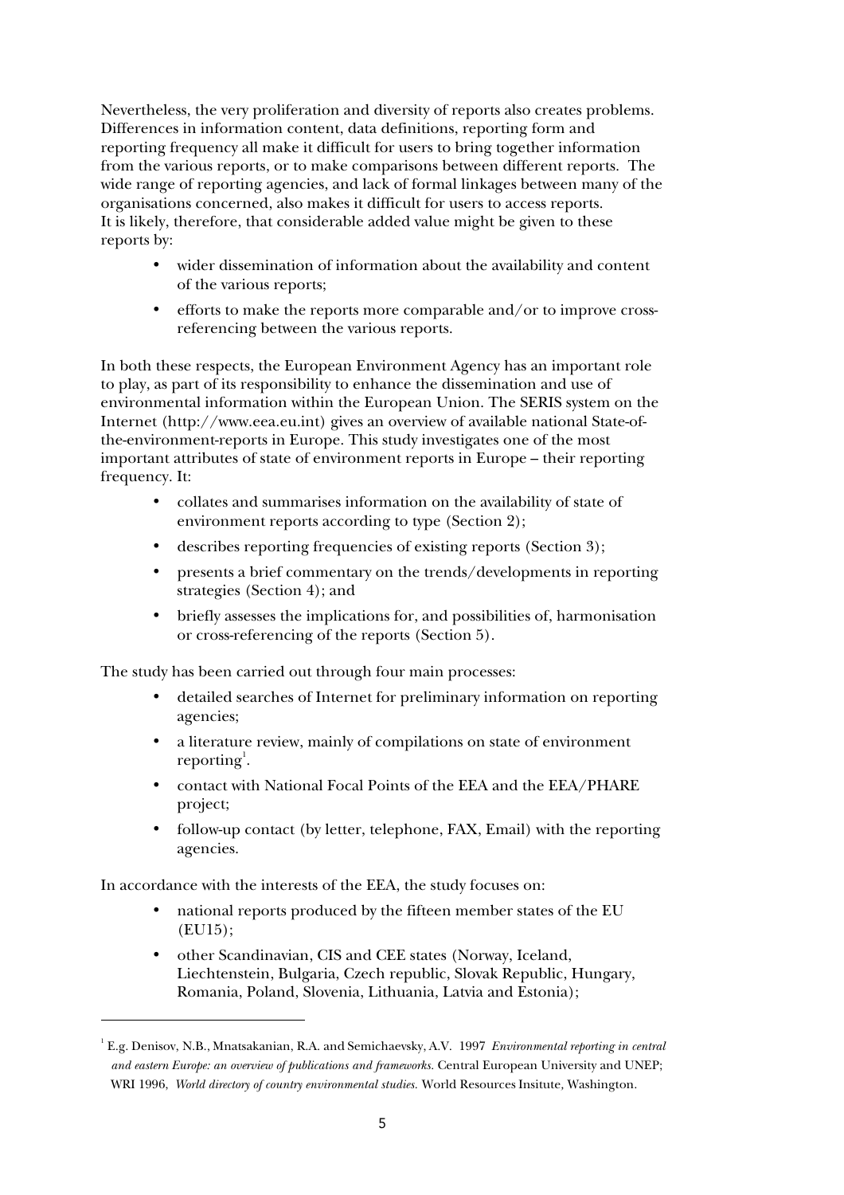Nevertheless, the very proliferation and diversity of reports also creates problems. Differences in information content, data definitions, reporting form and reporting frequency all make it difficult for users to bring together information from the various reports, or to make comparisons between different reports. The wide range of reporting agencies, and lack of formal linkages between many of the organisations concerned, also makes it difficult for users to access reports. It is likely, therefore, that considerable added value might be given to these reports by:

- wider dissemination of information about the availability and content of the various reports;
- efforts to make the reports more comparable and/or to improve cross-referencing between the various reports.

In both these respects, the European Environment Agency has an important role to play, as part of its responsibility to enhance the dissemination and use of environmental information within the European Union. The SERIS system on the Internet (http://www.eea.eu.int) gives an overview of available national State-of-the-environment-reports in Europe. This study investigates one of the most important attributes of state of environment reports in Europe – their reporting frequency. It:

- collates and summarises information on the availability of state of environment reports according to type (Section 2);
- describes reporting frequencies of existing reports (Section 3);
- presents a brief commentary on the trends/developments in reporting strategies (Section 4); and
- briefly assesses the implications for, and possibilities of, harmonisation or cross-referencing of the reports (Section 5).

The study has been carried out through four main processes:

- detailed searches of Internet for preliminary information on reporting agencies;
- a literature review, mainly of compilations on state of environment reporting[1].
- contact with National Focal Points of the EEA and the EEA/PHARE project;
- follow-up contact (by letter, telephone, FAX, Email) with the reporting agencies.

In accordance with the interests of the EEA, the study focuses on:

- national reports produced by the fifteen member states of the EU (EU15);
- other Scandinavian, CIS and CEE states (Norway, Iceland, Liechtenstein, Bulgaria, Czech republic, Slovak Republic, Hungary, Romania, Poland, Slovenia, Lithuania, Latvia and Estonia);

---

[1] E.g. Denisov, N.B., Mnatsakanian, R.A. and Semichaevsky, A.V. 1997 *Environmental reporting in central and eastern Europe: an overview of publications and frameworks.* Central European University and UNEP; WRI 1996, *World directory of country environmental studies.* World Resources Insitute, Washington.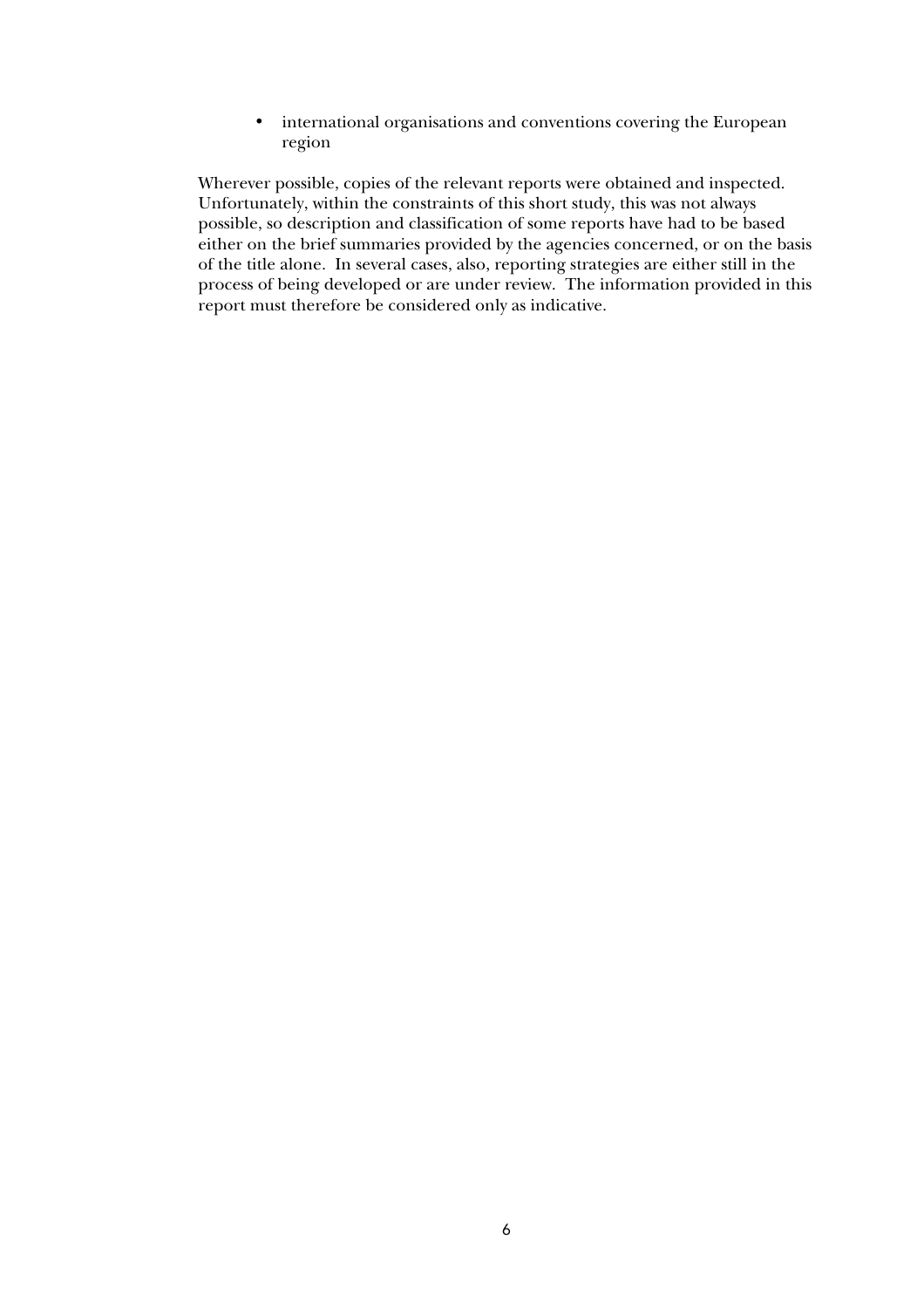- international organisations and conventions covering the European region

Wherever possible, copies of the relevant reports were obtained and inspected. Unfortunately, within the constraints of this short study, this was not always possible, so description and classification of some reports have had to be based either on the brief summaries provided by the agencies concerned, or on the basis of the title alone. In several cases, also, reporting strategies are either still in the process of being developed or are under review. The information provided in this report must therefore be considered only as indicative.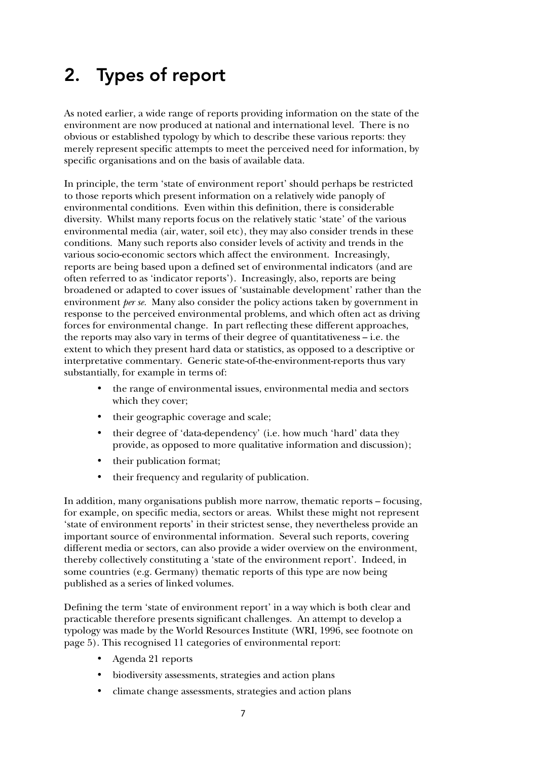# 2. Types of report

As noted earlier, a wide range of reports providing information on the state of the environment are now produced at national and international level. There is no obvious or established typology by which to describe these various reports: they merely represent specific attempts to meet the perceived need for information, by specific organisations and on the basis of available data.

In principle, the term 'state of environment report' should perhaps be restricted to those reports which present information on a relatively wide panoply of environmental conditions. Even within this definition, there is considerable diversity. Whilst many reports focus on the relatively static 'state' of the various environmental media (air, water, soil etc), they may also consider trends in these conditions. Many such reports also consider levels of activity and trends in the various socio-economic sectors which affect the environment. Increasingly, reports are being based upon a defined set of environmental indicators (and are often referred to as 'indicator reports'). Increasingly, also, reports are being broadened or adapted to cover issues of 'sustainable development' rather than the environment *per se.* Many also consider the policy actions taken by government in response to the perceived environmental problems, and which often act as driving forces for environmental change. In part reflecting these different approaches, the reports may also vary in terms of their degree of quantitativeness – i.e. the extent to which they present hard data or statistics, as opposed to a descriptive or interpretative commentary. Generic state-of-the-environment-reports thus vary substantially, for example in terms of:

- the range of environmental issues, environmental media and sectors which they cover;
- their geographic coverage and scale;
- their degree of 'data-dependency' (i.e. how much 'hard' data they provide, as opposed to more qualitative information and discussion);
- their publication format;
- their frequency and regularity of publication.

In addition, many organisations publish more narrow, thematic reports – focusing, for example, on specific media, sectors or areas. Whilst these might not represent 'state of environment reports' in their strictest sense, they nevertheless provide an important source of environmental information. Several such reports, covering different media or sectors, can also provide a wider overview on the environment, thereby collectively constituting a 'state of the environment report'. Indeed, in some countries (e.g. Germany) thematic reports of this type are now being published as a series of linked volumes.

Defining the term 'state of environment report' in a way which is both clear and practicable therefore presents significant challenges. An attempt to develop a typology was made by the World Resources Institute (WRI, 1996, see footnote on page 5). This recognised 11 categories of environmental report:

- Agenda 21 reports
- biodiversity assessments, strategies and action plans
- climate change assessments, strategies and action plans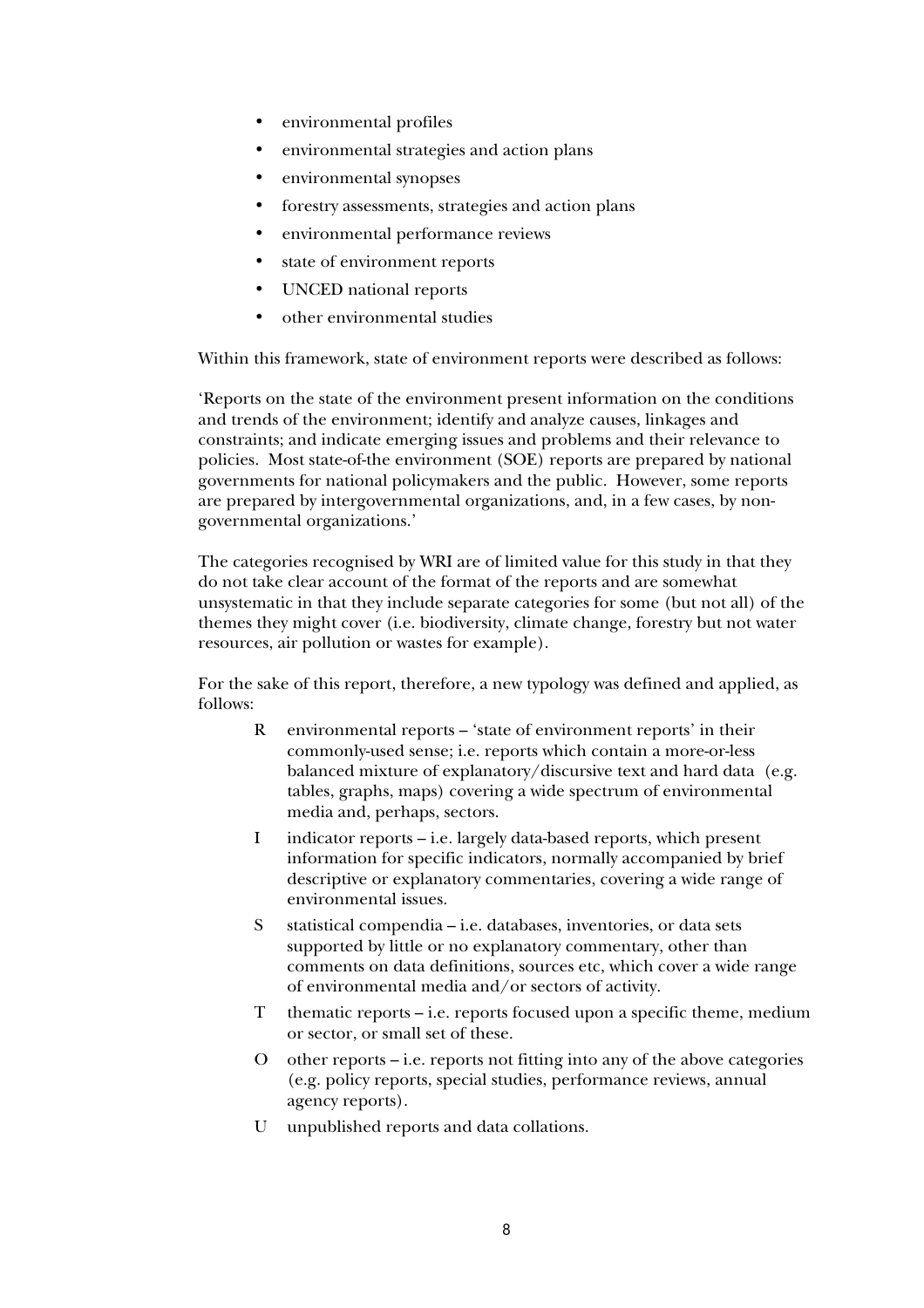- environmental profiles
- environmental strategies and action plans
- environmental synopses
- forestry assessments, strategies and action plans
- environmental performance reviews
- state of environment reports
- UNCED national reports
- other environmental studies

Within this framework, state of environment reports were described as follows:

'Reports on the state of the environment present information on the conditions and trends of the environment; identify and analyze causes, linkages and constraints; and indicate emerging issues and problems and their relevance to policies. Most state-of-the environment (SOE) reports are prepared by national governments for national policymakers and the public. However, some reports are prepared by intergovernmental organizations, and, in a few cases, by non-governmental organizations.'

The categories recognised by WRI are of limited value for this study in that they do not take clear account of the format of the reports and are somewhat unsystematic in that they include separate categories for some (but not all) of the themes they might cover (i.e. biodiversity, climate change, forestry but not water resources, air pollution or wastes for example).

For the sake of this report, therefore, a new typology was defined and applied, as follows:

- R environmental reports – 'state of environment reports' in their commonly-used sense; i.e. reports which contain a more-or-less balanced mixture of explanatory/discursive text and hard data (e.g. tables, graphs, maps) covering a wide spectrum of environmental media and, perhaps, sectors.
- I indicator reports – i.e. largely data-based reports, which present information for specific indicators, normally accompanied by brief descriptive or explanatory commentaries, covering a wide range of environmental issues.
- S statistical compendia – i.e. databases, inventories, or data sets supported by little or no explanatory commentary, other than comments on data definitions, sources etc, which cover a wide range of environmental media and/or sectors of activity.
- T thematic reports – i.e. reports focused upon a specific theme, medium or sector, or small set of these.
- O other reports – i.e. reports not fitting into any of the above categories (e.g. policy reports, special studies, performance reviews, annual agency reports).
- U unpublished reports and data collations.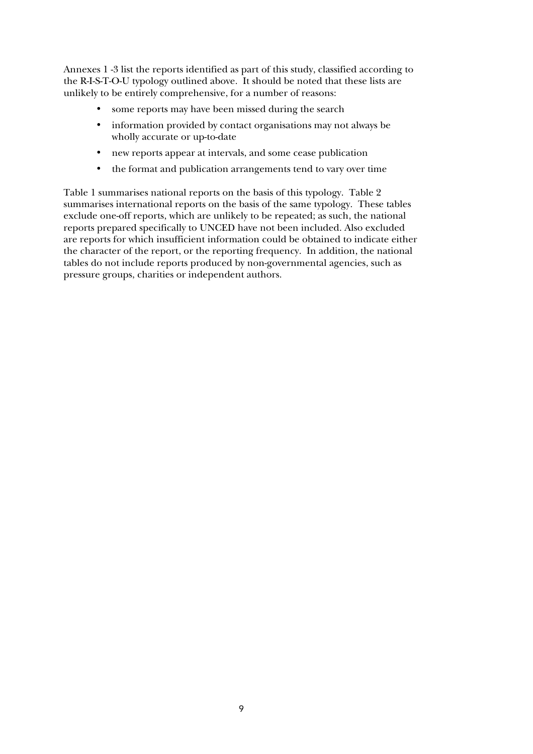Annexes 1 -3 list the reports identified as part of this study, classified according to the R-I-S-T-O-U typology outlined above. It should be noted that these lists are unlikely to be entirely comprehensive, for a number of reasons:

- some reports may have been missed during the search
- information provided by contact organisations may not always be wholly accurate or up-to-date
- new reports appear at intervals, and some cease publication
- the format and publication arrangements tend to vary over time

Table 1 summarises national reports on the basis of this typology. Table 2 summarises international reports on the basis of the same typology. These tables exclude one-off reports, which are unlikely to be repeated; as such, the national reports prepared specifically to UNCED have not been included. Also excluded are reports for which insufficient information could be obtained to indicate either the character of the report, or the reporting frequency. In addition, the national tables do not include reports produced by non-governmental agencies, such as pressure groups, charities or independent authors.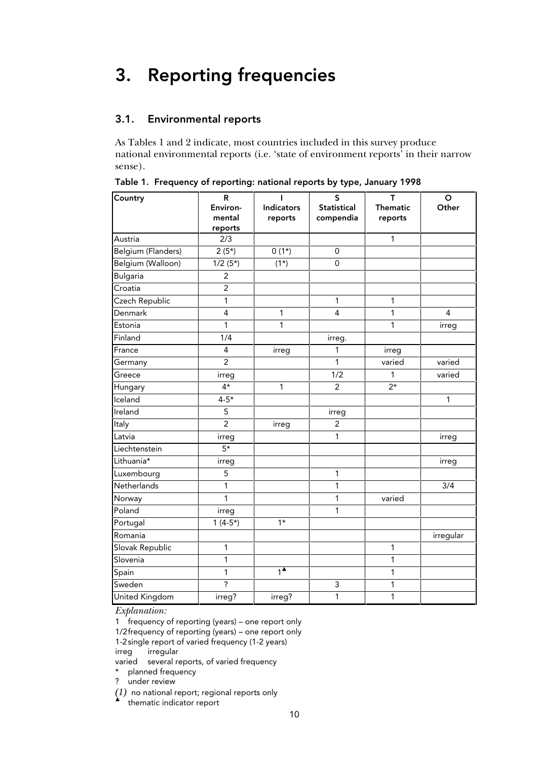# 3. Reporting frequencies

## 3.1. Environmental reports

As Tables 1 and 2 indicate, most countries included in this survey produce national environmental reports (i.e. 'state of environment reports' in their narrow sense).

Table 1. Frequency of reporting: national reports by type, January 1998

| Country | R Environ-mental reports | I Indicators reports | S Statistical compendia | T Thematic reports | O Other |
|---|---|---|---|---|---|
| Austria | 2/3 | | | 1 | |
| Belgium (Flanders) | 2 (5*) | 0 (1*) | 0 | | |
| Belgium (Walloon) | 1/2 (5*) | (1*) | 0 | | |
| Bulgaria | 2 | | | | |
| Croatia | 2 | | | | |
| Czech Republic | 1 | | 1 | 1 | |
| Denmark | 4 | 1 | 4 | 1 | 4 |
| Estonia | 1 | 1 | | 1 | irreg |
| Finland | 1/4 | | irreg. | | |
| France | 4 | irreg | 1 | irreg | |
| Germany | 2 | | 1 | varied | varied |
| Greece | irreg | | 1/2 | 1 | varied |
| Hungary | 4* | 1 | 2 | 2* | |
| Iceland | 4-5* | | | | 1 |
| Ireland | 5 | | irreg | | |
| Italy | 2 | irreg | 2 | | |
| Latvia | irreg | | 1 | | irreg |
| Liechtenstein | 5* | | | | |
| Lithuania* | irreg | | | | irreg |
| Luxembourg | 5 | | 1 | | |
| Netherlands | 1 | | 1 | | 3/4 |
| Norway | 1 | | 1 | varied | |
| Poland | irreg | | 1 | | |
| Portugal | 1 (4-5*) | 1* | | | |
| Romania | | | | | irregular |
| Slovak Republic | 1 | | | 1 | |
| Slovenia | 1 | | | 1 | |
| Spain | 1 | 1♣ | | 1 | |
| Sweden | ? | | 3 | 1 | |
| United Kingdom | irreg? | irreg? | 1 | 1 | |

*Explanation:*

1 frequency of reporting (years) – one report only
1/2 frequency of reporting (years) – one report only
1-2 single report of varied frequency (1-2 years)
irreg irregular
varied several reports, of varied frequency
* planned frequency
? under review
*(1)* no national report; regional reports only
♣ thematic indicator report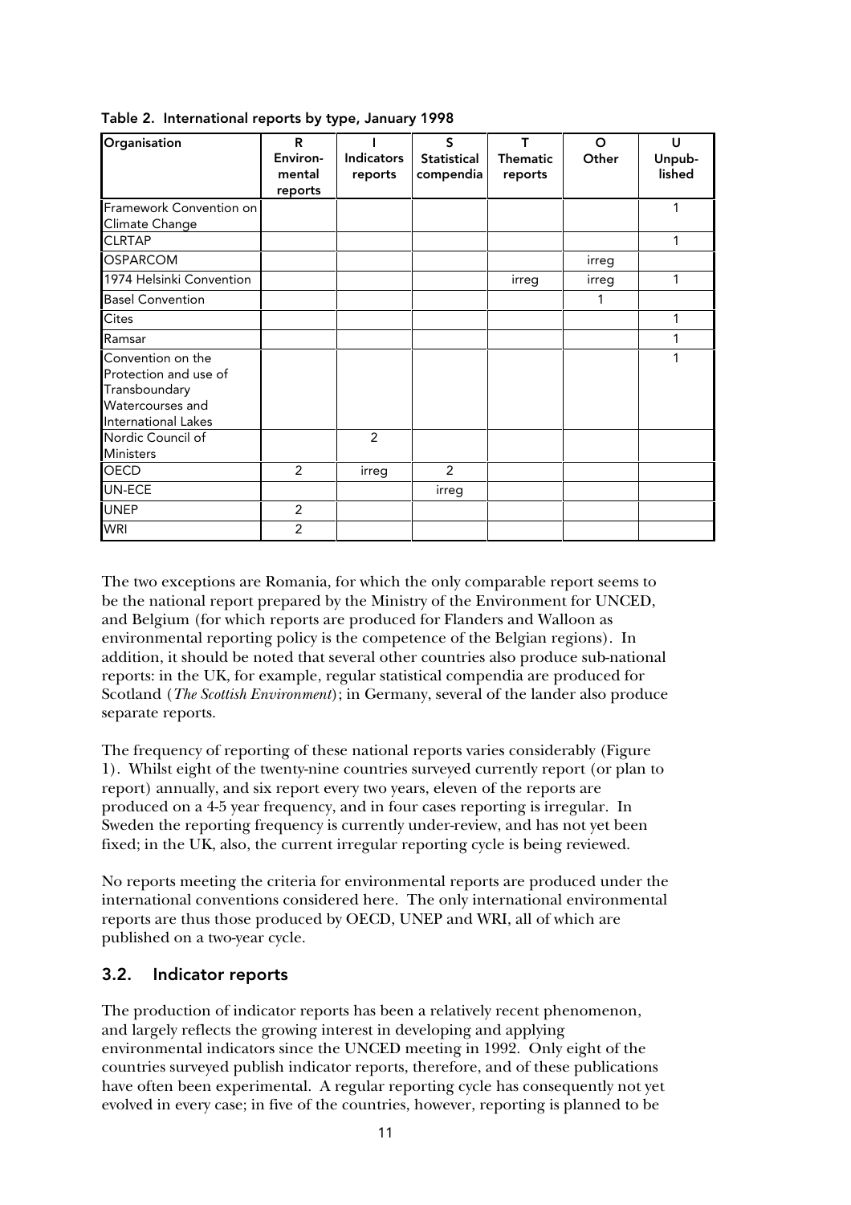**Table 2. International reports by type, January 1998**

| Organisation | R<br>Environ-mental reports | I<br>Indicators reports | S<br>Statistical compendia | T<br>Thematic reports | O<br>Other | U<br>Unpub-lished |
|---|---|---|---|---|---|---|
| Framework Convention on Climate Change | | | | | | 1 |
| CLRTAP | | | | | | 1 |
| OSPARCOM | | | | | irreg | |
| 1974 Helsinki Convention | | | | irreg | irreg | 1 |
| Basel Convention | | | | | 1 | |
| Cites | | | | | | 1 |
| Ramsar | | | | | | 1 |
| Convention on the Protection and use of Transboundary Watercourses and International Lakes | | | | | | 1 |
| Nordic Council of Ministers | | 2 | | | | |
| OECD | 2 | irreg | 2 | | | |
| UN-ECE | | | irreg | | | |
| UNEP | 2 | | | | | |
| WRI | 2 | | | | | |

The two exceptions are Romania, for which the only comparable report seems to be the national report prepared by the Ministry of the Environment for UNCED, and Belgium (for which reports are produced for Flanders and Walloon as environmental reporting policy is the competence of the Belgian regions). In addition, it should be noted that several other countries also produce sub-national reports: in the UK, for example, regular statistical compendia are produced for Scotland (*The Scottish Environment*); in Germany, several of the lander also produce separate reports.

The frequency of reporting of these national reports varies considerably (Figure 1). Whilst eight of the twenty-nine countries surveyed currently report (or plan to report) annually, and six report every two years, eleven of the reports are produced on a 4-5 year frequency, and in four cases reporting is irregular. In Sweden the reporting frequency is currently under-review, and has not yet been fixed; in the UK, also, the current irregular reporting cycle is being reviewed.

No reports meeting the criteria for environmental reports are produced under the international conventions considered here. The only international environmental reports are thus those produced by OECD, UNEP and WRI, all of which are published on a two-year cycle.

## 3.2. Indicator reports

The production of indicator reports has been a relatively recent phenomenon, and largely reflects the growing interest in developing and applying environmental indicators since the UNCED meeting in 1992. Only eight of the countries surveyed publish indicator reports, therefore, and of these publications have often been experimental. A regular reporting cycle has consequently not yet evolved in every case; in five of the countries, however, reporting is planned to be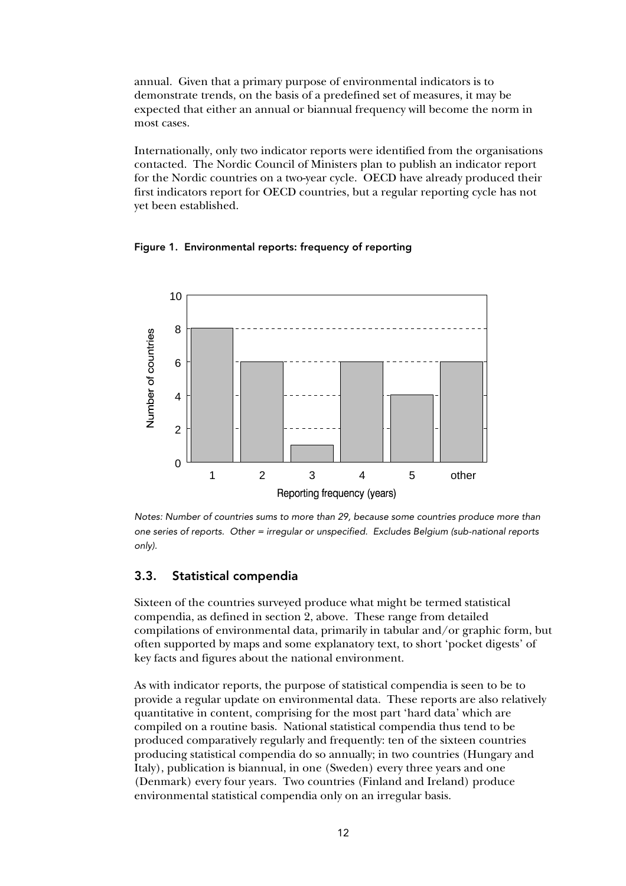annual. Given that a primary purpose of environmental indicators is to demonstrate trends, on the basis of a predefined set of measures, it may be expected that either an annual or biannual frequency will become the norm in most cases.

Internationally, only two indicator reports were identified from the organisations contacted. The Nordic Council of Ministers plan to publish an indicator report for the Nordic countries on a two-year cycle. OECD have already produced their first indicators report for OECD countries, but a regular reporting cycle has not yet been established.

**Figure 1. Environmental reports: frequency of reporting**

*Notes: Number of countries sums to more than 29, because some countries produce more than one series of reports. Other = irregular or unspecified. Excludes Belgium (sub-national reports only).*

## 3.3. Statistical compendia

Sixteen of the countries surveyed produce what might be termed statistical compendia, as defined in section 2, above. These range from detailed compilations of environmental data, primarily in tabular and/or graphic form, but often supported by maps and some explanatory text, to short 'pocket digests' of key facts and figures about the national environment.

As with indicator reports, the purpose of statistical compendia is seen to be to provide a regular update on environmental data. These reports are also relatively quantitative in content, comprising for the most part 'hard data' which are compiled on a routine basis. National statistical compendia thus tend to be produced comparatively regularly and frequently: ten of the sixteen countries producing statistical compendia do so annually; in two countries (Hungary and Italy), publication is biannual, in one (Sweden) every three years and one (Denmark) every four years. Two countries (Finland and Ireland) produce environmental statistical compendia only on an irregular basis.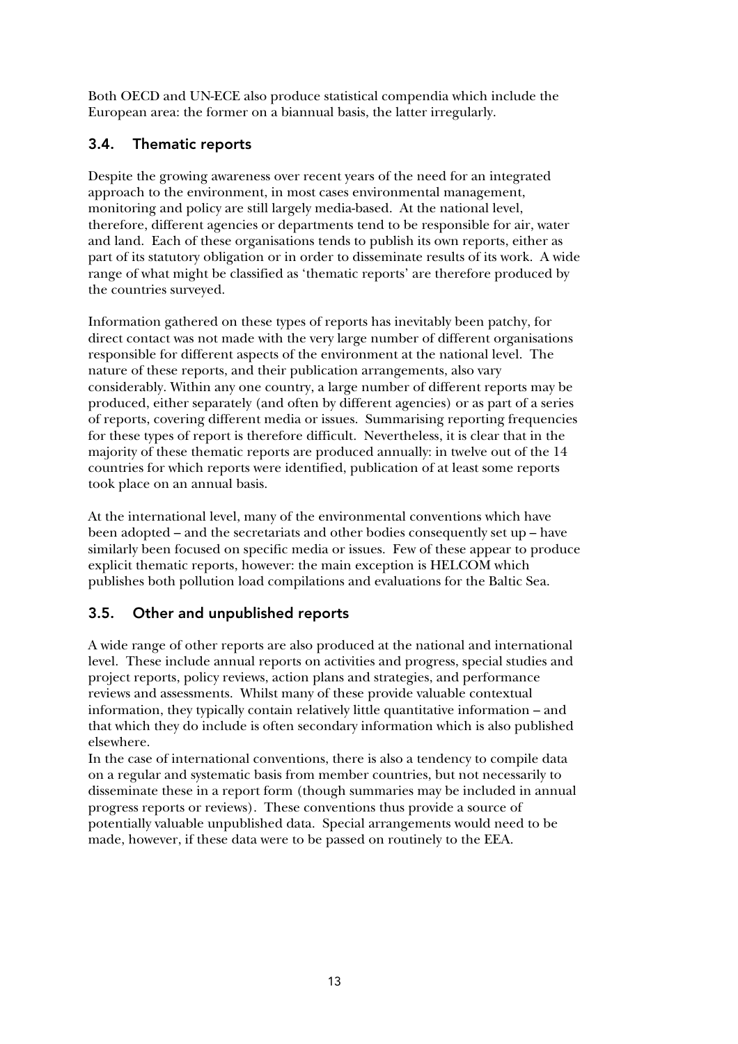Both OECD and UN-ECE also produce statistical compendia which include the European area: the former on a biannual basis, the latter irregularly.

## 3.4. Thematic reports

Despite the growing awareness over recent years of the need for an integrated approach to the environment, in most cases environmental management, monitoring and policy are still largely media-based. At the national level, therefore, different agencies or departments tend to be responsible for air, water and land. Each of these organisations tends to publish its own reports, either as part of its statutory obligation or in order to disseminate results of its work. A wide range of what might be classified as 'thematic reports' are therefore produced by the countries surveyed.

Information gathered on these types of reports has inevitably been patchy, for direct contact was not made with the very large number of different organisations responsible for different aspects of the environment at the national level. The nature of these reports, and their publication arrangements, also vary considerably. Within any one country, a large number of different reports may be produced, either separately (and often by different agencies) or as part of a series of reports, covering different media or issues. Summarising reporting frequencies for these types of report is therefore difficult. Nevertheless, it is clear that in the majority of these thematic reports are produced annually: in twelve out of the 14 countries for which reports were identified, publication of at least some reports took place on an annual basis.

At the international level, many of the environmental conventions which have been adopted – and the secretariats and other bodies consequently set up – have similarly been focused on specific media or issues. Few of these appear to produce explicit thematic reports, however: the main exception is HELCOM which publishes both pollution load compilations and evaluations for the Baltic Sea.

## 3.5. Other and unpublished reports

A wide range of other reports are also produced at the national and international level. These include annual reports on activities and progress, special studies and project reports, policy reviews, action plans and strategies, and performance reviews and assessments. Whilst many of these provide valuable contextual information, they typically contain relatively little quantitative information – and that which they do include is often secondary information which is also published elsewhere.

In the case of international conventions, there is also a tendency to compile data on a regular and systematic basis from member countries, but not necessarily to disseminate these in a report form (though summaries may be included in annual progress reports or reviews). These conventions thus provide a source of potentially valuable unpublished data. Special arrangements would need to be made, however, if these data were to be passed on routinely to the EEA.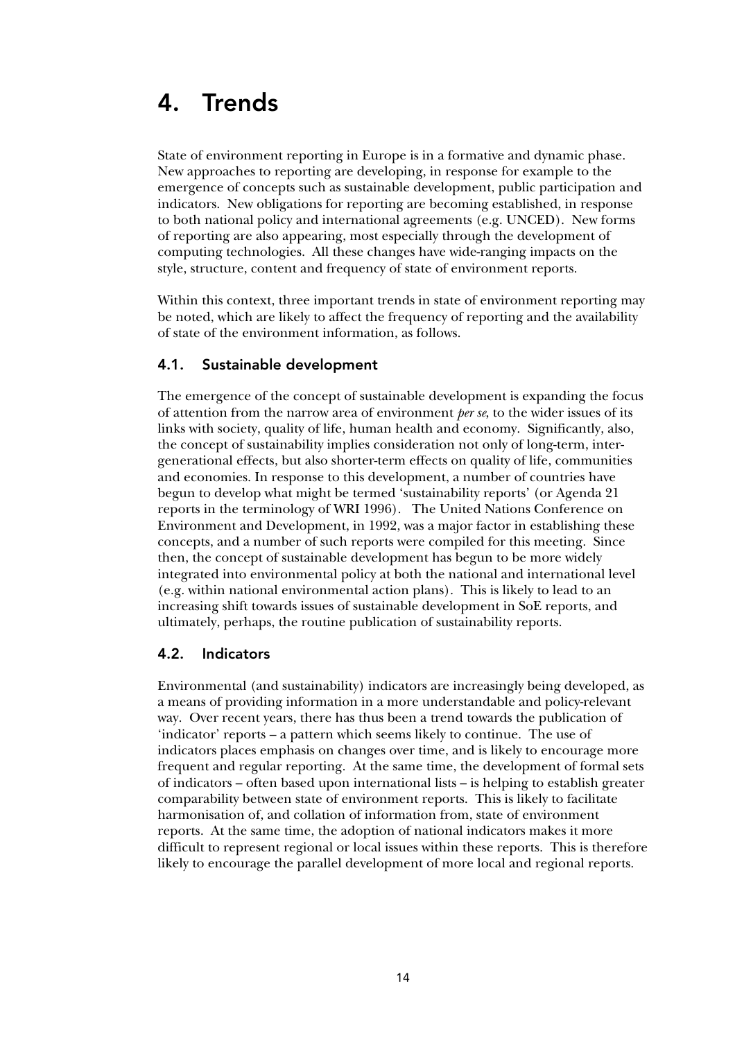# 4. Trends

State of environment reporting in Europe is in a formative and dynamic phase. New approaches to reporting are developing, in response for example to the emergence of concepts such as sustainable development, public participation and indicators. New obligations for reporting are becoming established, in response to both national policy and international agreements (e.g. UNCED). New forms of reporting are also appearing, most especially through the development of computing technologies. All these changes have wide-ranging impacts on the style, structure, content and frequency of state of environment reports.

Within this context, three important trends in state of environment reporting may be noted, which are likely to affect the frequency of reporting and the availability of state of the environment information, as follows.

## 4.1. Sustainable development

The emergence of the concept of sustainable development is expanding the focus of attention from the narrow area of environment *per se*, to the wider issues of its links with society, quality of life, human health and economy. Significantly, also, the concept of sustainability implies consideration not only of long-term, inter-generational effects, but also shorter-term effects on quality of life, communities and economies. In response to this development, a number of countries have begun to develop what might be termed 'sustainability reports' (or Agenda 21 reports in the terminology of WRI 1996). The United Nations Conference on Environment and Development, in 1992, was a major factor in establishing these concepts, and a number of such reports were compiled for this meeting. Since then, the concept of sustainable development has begun to be more widely integrated into environmental policy at both the national and international level (e.g. within national environmental action plans). This is likely to lead to an increasing shift towards issues of sustainable development in SoE reports, and ultimately, perhaps, the routine publication of sustainability reports.

## 4.2. Indicators

Environmental (and sustainability) indicators are increasingly being developed, as a means of providing information in a more understandable and policy-relevant way. Over recent years, there has thus been a trend towards the publication of 'indicator' reports – a pattern which seems likely to continue. The use of indicators places emphasis on changes over time, and is likely to encourage more frequent and regular reporting. At the same time, the development of formal sets of indicators – often based upon international lists – is helping to establish greater comparability between state of environment reports. This is likely to facilitate harmonisation of, and collation of information from, state of environment reports. At the same time, the adoption of national indicators makes it more difficult to represent regional or local issues within these reports. This is therefore likely to encourage the parallel development of more local and regional reports.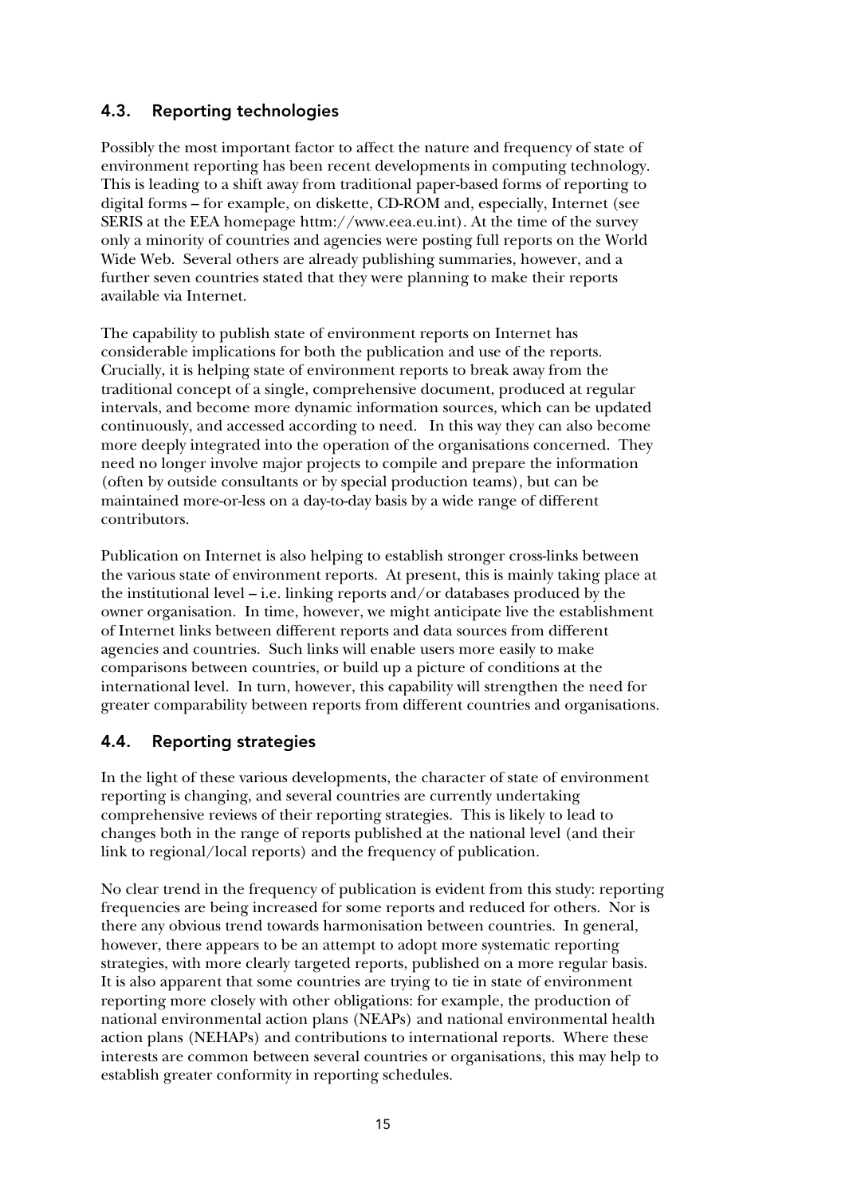## 4.3. Reporting technologies

Possibly the most important factor to affect the nature and frequency of state of environment reporting has been recent developments in computing technology. This is leading to a shift away from traditional paper-based forms of reporting to digital forms – for example, on diskette, CD-ROM and, especially, Internet (see SERIS at the EEA homepage httm://www.eea.eu.int). At the time of the survey only a minority of countries and agencies were posting full reports on the World Wide Web. Several others are already publishing summaries, however, and a further seven countries stated that they were planning to make their reports available via Internet.

The capability to publish state of environment reports on Internet has considerable implications for both the publication and use of the reports. Crucially, it is helping state of environment reports to break away from the traditional concept of a single, comprehensive document, produced at regular intervals, and become more dynamic information sources, which can be updated continuously, and accessed according to need. In this way they can also become more deeply integrated into the operation of the organisations concerned. They need no longer involve major projects to compile and prepare the information (often by outside consultants or by special production teams), but can be maintained more-or-less on a day-to-day basis by a wide range of different contributors.

Publication on Internet is also helping to establish stronger cross-links between the various state of environment reports. At present, this is mainly taking place at the institutional level – i.e. linking reports and/or databases produced by the owner organisation. In time, however, we might anticipate live the establishment of Internet links between different reports and data sources from different agencies and countries. Such links will enable users more easily to make comparisons between countries, or build up a picture of conditions at the international level. In turn, however, this capability will strengthen the need for greater comparability between reports from different countries and organisations.

## 4.4. Reporting strategies

In the light of these various developments, the character of state of environment reporting is changing, and several countries are currently undertaking comprehensive reviews of their reporting strategies. This is likely to lead to changes both in the range of reports published at the national level (and their link to regional/local reports) and the frequency of publication.

No clear trend in the frequency of publication is evident from this study: reporting frequencies are being increased for some reports and reduced for others. Nor is there any obvious trend towards harmonisation between countries. In general, however, there appears to be an attempt to adopt more systematic reporting strategies, with more clearly targeted reports, published on a more regular basis. It is also apparent that some countries are trying to tie in state of environment reporting more closely with other obligations: for example, the production of national environmental action plans (NEAPs) and national environmental health action plans (NEHAPs) and contributions to international reports. Where these interests are common between several countries or organisations, this may help to establish greater conformity in reporting schedules.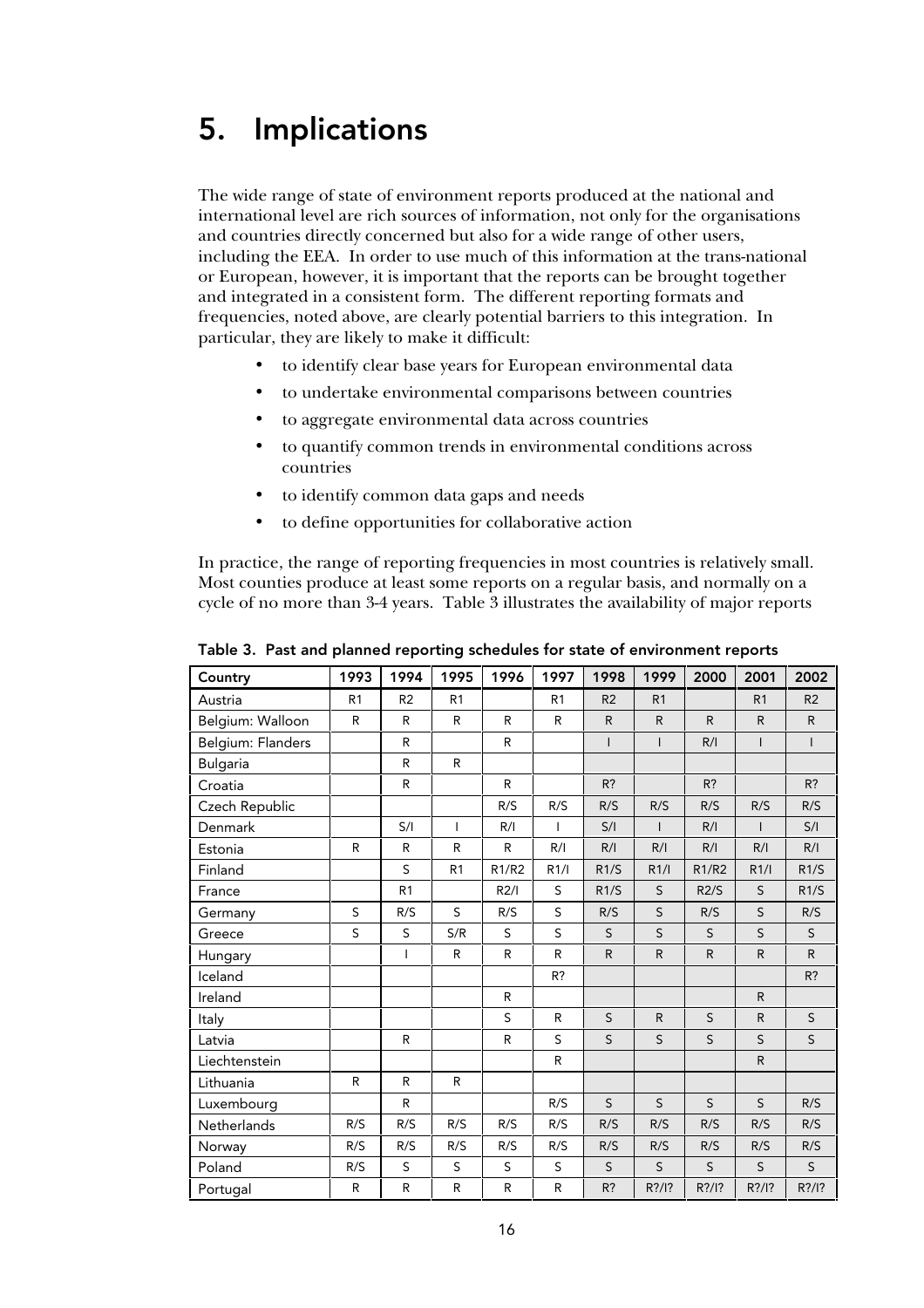# 5. Implications

The wide range of state of environment reports produced at the national and international level are rich sources of information, not only for the organisations and countries directly concerned but also for a wide range of other users, including the EEA. In order to use much of this information at the trans-national or European, however, it is important that the reports can be brought together and integrated in a consistent form. The different reporting formats and frequencies, noted above, are clearly potential barriers to this integration. In particular, they are likely to make it difficult:

- to identify clear base years for European environmental data
- to undertake environmental comparisons between countries
- to aggregate environmental data across countries
- to quantify common trends in environmental conditions across countries
- to identify common data gaps and needs
- to define opportunities for collaborative action

In practice, the range of reporting frequencies in most countries is relatively small. Most counties produce at least some reports on a regular basis, and normally on a cycle of no more than 3-4 years. Table 3 illustrates the availability of major reports

Table 3. Past and planned reporting schedules for state of environment reports

| Country | 1993 | 1994 | 1995 | 1996 | 1997 | 1998 | 1999 | 2000 | 2001 | 2002 |
|---|---|---|---|---|---|---|---|---|---|---|
| Austria | R1 | R2 | R1 | | R1 | R2 | R1 | | R1 | R2 |
| Belgium: Walloon | R | R | R | R | R | R | R | R | R | R |
| Belgium: Flanders | | R | | R | | I | I | R/I | I | I |
| Bulgaria | | R | R | | | | | | | |
| Croatia | | R | | R | | R? | | R? | | R? |
| Czech Republic | | | | R/S | R/S | R/S | R/S | R/S | R/S | R/S |
| Denmark | | S/I | I | R/I | I | S/I | I | R/I | I | S/I |
| Estonia | R | R | R | R | R/I | R/I | R/I | R/I | R/I | R/I |
| Finland | | S | R1 | R1/R2 | R1/I | R1/S | R1/I | R1/R2 | R1/I | R1/S |
| France | | R1 | | R2/I | S | R1/S | S | R2/S | S | R1/S |
| Germany | S | R/S | S | R/S | S | R/S | S | R/S | S | R/S |
| Greece | S | S | S/R | S | S | S | S | S | S | S |
| Hungary | | I | R | R | R | R | R | R | R | R |
| Iceland | | | | | R? | | | | | R? |
| Ireland | | | | R | | | | | R | |
| Italy | | | | S | R | S | R | S | R | S |
| Latvia | | R | | R | S | S | S | S | S | S |
| Liechtenstein | | | | | R | | | | R | |
| Lithuania | R | R | R | | | | | | | |
| Luxembourg | | R | | | R/S | S | S | S | S | R/S |
| Netherlands | R/S | R/S | R/S | R/S | R/S | R/S | R/S | R/S | R/S | R/S |
| Norway | R/S | R/S | R/S | R/S | R/S | R/S | R/S | R/S | R/S | R/S |
| Poland | R/S | S | S | S | S | S | S | S | S | S |
| Portugal | R | R | R | R | R | R? | R?/I? | R?/I? | R?/I? | R?/I? |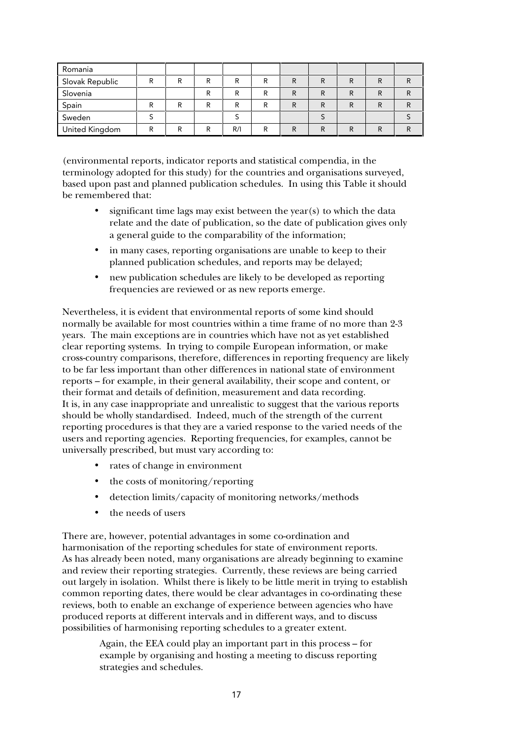| | | | | | | | | | | |
|---|---|---|---|---|---|---|---|---|---|---|
| Romania | | | | | | | | | | |
| Slovak Republic | R | R | R | R | R | R | R | R | R | R |
| Slovenia | | | R | R | R | R | R | R | R | R |
| Spain | R | R | R | R | R | R | R | R | R | R |
| Sweden | S | | | S | | | S | | | S |
| United Kingdom | R | R | R | R/I | R | R | R | R | R | R |

(environmental reports, indicator reports and statistical compendia, in the terminology adopted for this study) for the countries and organisations surveyed, based upon past and planned publication schedules. In using this Table it should be remembered that:

- significant time lags may exist between the year(s) to which the data relate and the date of publication, so the date of publication gives only a general guide to the comparability of the information;
- in many cases, reporting organisations are unable to keep to their planned publication schedules, and reports may be delayed;
- new publication schedules are likely to be developed as reporting frequencies are reviewed or as new reports emerge.

Nevertheless, it is evident that environmental reports of some kind should normally be available for most countries within a time frame of no more than 2-3 years. The main exceptions are in countries which have not as yet established clear reporting systems. In trying to compile European information, or make cross-country comparisons, therefore, differences in reporting frequency are likely to be far less important than other differences in national state of environment reports – for example, in their general availability, their scope and content, or their format and details of definition, measurement and data recording.
It is, in any case inappropriate and unrealistic to suggest that the various reports should be wholly standardised. Indeed, much of the strength of the current reporting procedures is that they are a varied response to the varied needs of the users and reporting agencies. Reporting frequencies, for examples, cannot be universally prescribed, but must vary according to:

- rates of change in environment
- the costs of monitoring/reporting
- detection limits/capacity of monitoring networks/methods
- the needs of users

There are, however, potential advantages in some co-ordination and harmonisation of the reporting schedules for state of environment reports.
As has already been noted, many organisations are already beginning to examine and review their reporting strategies. Currently, these reviews are being carried out largely in isolation. Whilst there is likely to be little merit in trying to establish common reporting dates, there would be clear advantages in co-ordinating these reviews, both to enable an exchange of experience between agencies who have produced reports at different intervals and in different ways, and to discuss possibilities of harmonising reporting schedules to a greater extent.

> Again, the EEA could play an important part in this process – for example by organising and hosting a meeting to discuss reporting strategies and schedules.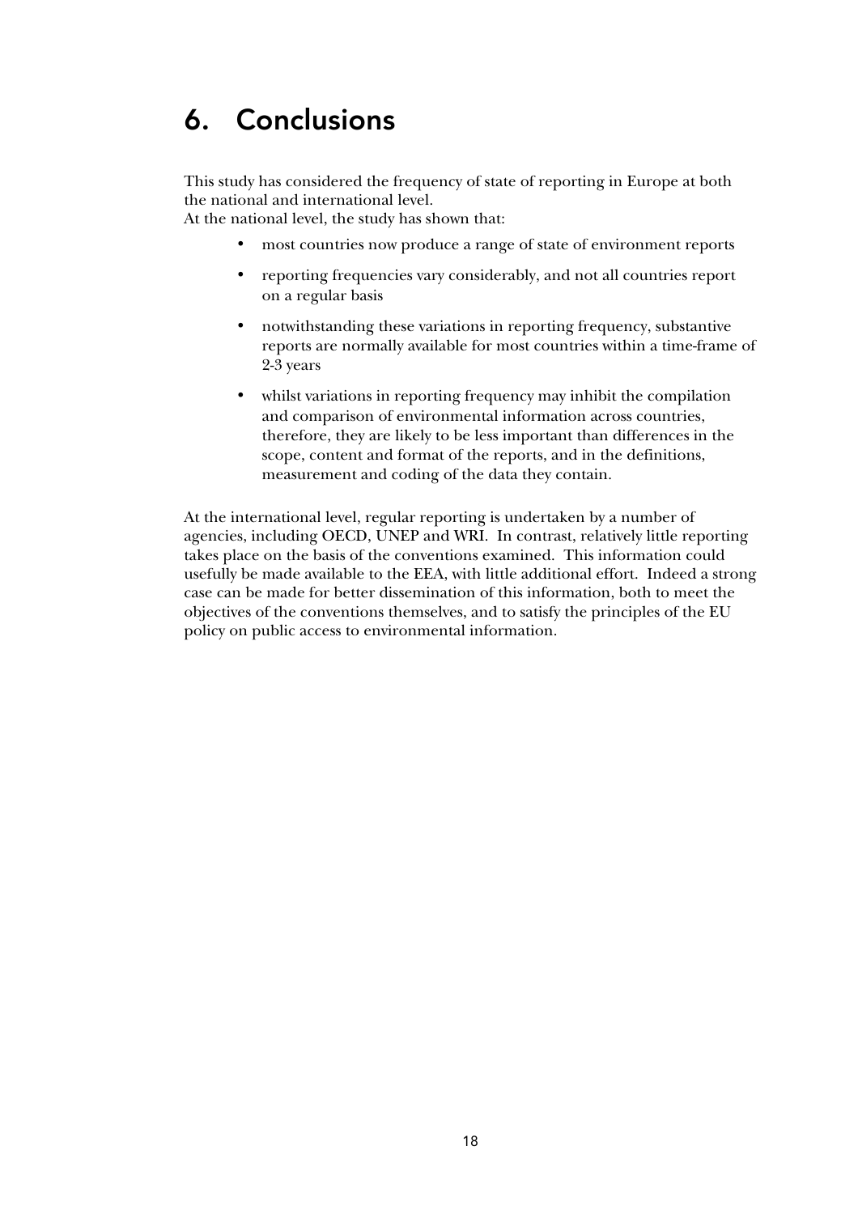# 6. Conclusions

This study has considered the frequency of state of reporting in Europe at both the national and international level.
At the national level, the study has shown that:

- most countries now produce a range of state of environment reports
- reporting frequencies vary considerably, and not all countries report on a regular basis
- notwithstanding these variations in reporting frequency, substantive reports are normally available for most countries within a time-frame of 2-3 years
- whilst variations in reporting frequency may inhibit the compilation and comparison of environmental information across countries, therefore, they are likely to be less important than differences in the scope, content and format of the reports, and in the definitions, measurement and coding of the data they contain.

At the international level, regular reporting is undertaken by a number of agencies, including OECD, UNEP and WRI. In contrast, relatively little reporting takes place on the basis of the conventions examined. This information could usefully be made available to the EEA, with little additional effort. Indeed a strong case can be made for better dissemination of this information, both to meet the objectives of the conventions themselves, and to satisfy the principles of the EU policy on public access to environmental information.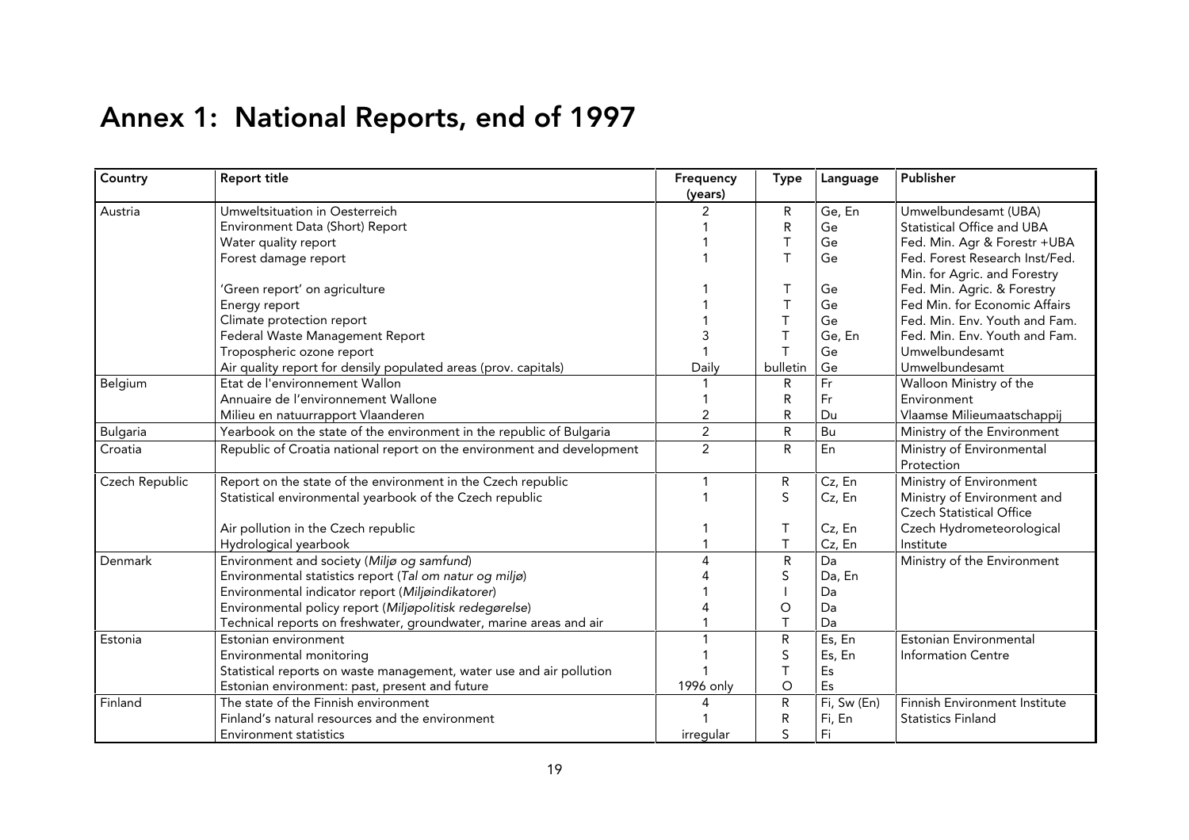# Annex 1: National Reports, end of 1997

| Country | Report title | Frequency (years) | Type | Language | Publisher |
|---|---|---|---|---|---|
| Austria | Umweltsituation in Oesterreich | 2 | R | Ge, En | Umwelbundesamt (UBA) |
| | Environment Data (Short) Report | 1 | R | Ge | Statistical Office and UBA |
| | Water quality report | 1 | T | Ge | Fed. Min. Agr & Forestr +UBA |
| | Forest damage report | 1 | T | Ge | Fed. Forest Research Inst/Fed. Min. for Agric. and Forestry |
| | 'Green report' on agriculture | 1 | T | Ge | Fed. Min. Agric. & Forestry |
| | Energy report | 1 | T | Ge | Fed Min. for Economic Affairs |
| | Climate protection report | 1 | T | Ge | Fed. Min. Env. Youth and Fam. |
| | Federal Waste Management Report | 3 | T | Ge, En | Fed. Min. Env. Youth and Fam. |
| | Tropospheric ozone report | 1 | T | Ge | Umwelbundesamt |
| | Air quality report for densily populated areas (prov. capitals) | Daily | bulletin | Ge | Umwelbundesamt |
| Belgium | Etat de l'environnement Wallon | 1 | R | Fr | Walloon Ministry of the |
| | Annuaire de l'environnement Wallone | 1 | R | Fr | Environment |
| | Milieu en natuurrapport Vlaanderen | 2 | R | Du | Vlaamse Milieumaatschappij |
| Bulgaria | Yearbook on the state of the environment in the republic of Bulgaria | 2 | R | Bu | Ministry of the Environment |
| Croatia | Republic of Croatia national report on the environment and development | 2 | R | En | Ministry of Environmental Protection |
| Czech Republic | Report on the state of the environment in the Czech republic | 1 | R | Cz, En | Ministry of Environment |
| | Statistical environmental yearbook of the Czech republic | 1 | S | Cz, En | Ministry of Environment and Czech Statistical Office |
| | Air pollution in the Czech republic | 1 | T | Cz, En | Czech Hydrometeorological |
| | Hydrological yearbook | 1 | T | Cz, En | Institute |
| Denmark | Environment and society (*Miljø og samfund*) | 4 | R | Da | Ministry of the Environment |
| | Environmental statistics report (*Tal om natur og miljø*) | 4 | S | Da, En | |
| | Environmental indicator report (*Miljøindikatorer*) | 1 | I | Da | |
| | Environmental policy report (*Miljøpolitisk redegørelse*) | 4 | O | Da | |
| | Technical reports on freshwater, groundwater, marine areas and air | 1 | T | Da | |
| Estonia | Estonian environment | 1 | R | Es, En | Estonian Environmental |
| | Environmental monitoring | 1 | S | Es, En | Information Centre |
| | Statistical reports on waste management, water use and air pollution | 1 | T | Es | |
| | Estonian environment: past, present and future | 1996 only | O | Es | |
| Finland | The state of the Finnish environment | 4 | R | Fi, Sw (En) | Finnish Environment Institute |
| | Finland's natural resources and the environment | 1 | R | Fi, En | Statistics Finland |
| | Environment statistics | irregular | S | Fi | |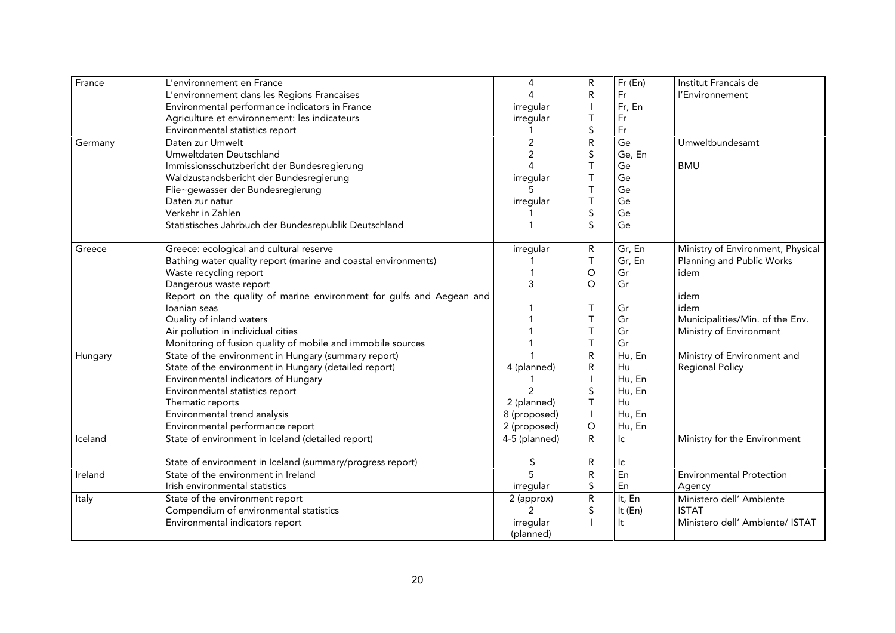| | | | | | |
|---|---|---|---|---|---|
| France | L'environnement en France | 4 | R | Fr (En) | Institut Francais de |
| | L'environnement dans les Regions Francaises | 4 | R | Fr | l'Environnement |
| | Environmental performance indicators in France | irregular | I | Fr, En | |
| | Agriculture et environnement: les indicateurs | irregular | T | Fr | |
| | Environmental statistics report | 1 | S | Fr | |
| Germany | Daten zur Umwelt | 2 | R | Ge | Umweltbundesamt |
| | Umweltdaten Deutschland | 2 | S | Ge, En | |
| | Immissionsschutzbericht der Bundesregierung | 4 | T | Ge | BMU |
| | Waldzustandsbericht der Bundesregierung | irregular | T | Ge | |
| | Flie~gewasser der Bundesregierung | 5 | T | Ge | |
| | Daten zur natur | irregular | T | Ge | |
| | Verkehr in Zahlen | 1 | S | Ge | |
| | Statistisches Jahrbuch der Bundesrepublik Deutschland | 1 | S | Ge | |
| Greece | Greece: ecological and cultural reserve | irregular | R | Gr, En | Ministry of Environment, Physical |
| | Bathing water quality report (marine and coastal environments) | 1 | T | Gr, En | Planning and Public Works |
| | Waste recycling report | 1 | O | Gr | idem |
| | Dangerous waste report | 3 | O | Gr | |
| | Report on the quality of marine environment for gulfs and Aegean and Ioanian seas | 1 | T | Gr | idem<br>idem |
| | Quality of inland waters | 1 | T | Gr | Municipalities/Min. of the Env. |
| | Air pollution in individual cities | 1 | T | Gr | Ministry of Environment |
| | Monitoring of fusion quality of mobile and immobile sources | 1 | T | Gr | |
| Hungary | State of the environment in Hungary (summary report) | 1 | R | Hu, En | Ministry of Environment and |
| | State of the environment in Hungary (detailed report) | 4 (planned) | R | Hu | Regional Policy |
| | Environmental indicators of Hungary | 1 | I | Hu, En | |
| | Environmental statistics report | 2 | S | Hu, En | |
| | Thematic reports | 2 (planned) | T | Hu | |
| | Environmental trend analysis | 8 (proposed) | I | Hu, En | |
| | Environmental performance report | 2 (proposed) | O | Hu, En | |
| Iceland | State of environment in Iceland (detailed report) | 4-5 (planned) | R | Ic | Ministry for the Environment |
| | State of environment in Iceland (summary/progress report) | S | R | Ic | |
| Ireland | State of the environment in Ireland | 5 | R | En | Environmental Protection |
| | Irish environmental statistics | irregular | S | En | Agency |
| Italy | State of the environment report | 2 (approx) | R | It, En | Ministero dell' Ambiente |
| | Compendium of environmental statistics | 2 | S | It (En) | ISTAT |
| | Environmental indicators report | irregular (planned) | I | It | Ministero dell' Ambiente/ ISTAT |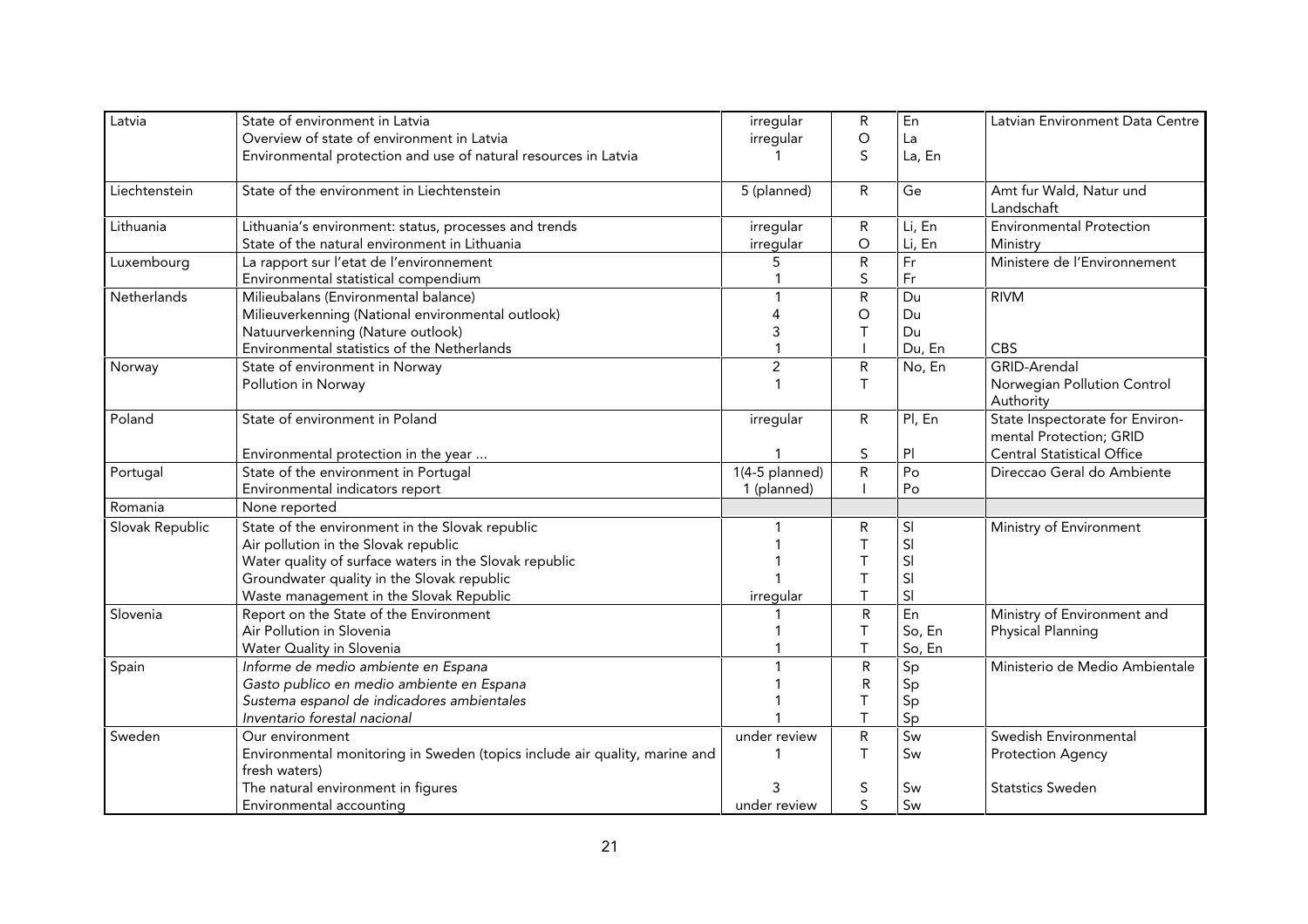| Latvia | State of environment in Latvia<br>Overview of state of environment in Latvia<br>Environmental protection and use of natural resources in Latvia | irregular<br>irregular<br>1 | R<br>O<br>S | En<br>La<br>La, En | Latvian Environment Data Centre |
|---|---|---|---|---|---|
| Liechtenstein | State of the environment in Liechtenstein | 5 (planned) | R | Ge | Amt fur Wald, Natur und Landschaft |
| Lithuania | Lithuania's environment: status, processes and trends<br>State of the natural environment in Lithuania | irregular<br>irregular | R<br>O | Li, En<br>Li, En | Environmental Protection Ministry |
| Luxembourg | La rapport sur l'etat de l'environnement<br>Environmental statistical compendium | 5<br>1 | R<br>S | Fr<br>Fr | Ministere de l'Environnement |
| Netherlands | Milieubalans (Environmental balance)<br>Milieuverkenning (National environmental outlook)<br>Natuurverkenning (Nature outlook)<br>Environmental statistics of the Netherlands | 1<br>4<br>3<br>1 | R<br>O<br>T<br>I | Du<br>Du<br>Du<br>Du, En | RIVM<br><br><br>CBS |
| Norway | State of environment in Norway<br>Pollution in Norway | 2<br>1 | R<br>T | No, En | GRID-Arendal<br>Norwegian Pollution Control Authority |
| Poland | State of environment in Poland<br><br>Environmental protection in the year ... | irregular<br><br>1 | R<br><br>S | Pl, En<br><br>Pl | State Inspectorate for Environmental Protection; GRID<br>Central Statistical Office |
| Portugal | State of the environment in Portugal<br>Environmental indicators report | 1(4-5 planned)<br>1 (planned) | R<br>I | Po<br>Po | Direccao Geral do Ambiente |
| Romania | None reported | | | | |
| Slovak Republic | State of the environment in the Slovak republic<br>Air pollution in the Slovak republic<br>Water quality of surface waters in the Slovak republic<br>Groundwater quality in the Slovak republic<br>Waste management in the Slovak Republic | 1<br>1<br>1<br>1<br>irregular | R<br>T<br>T<br>T<br>T | Sl<br>Sl<br>Sl<br>Sl<br>Sl | Ministry of Environment |
| Slovenia | Report on the State of the Environment<br>Air Pollution in Slovenia<br>Water Quality in Slovenia | 1<br>1<br>1 | R<br>T<br>T | En<br>So, En<br>So, En | Ministry of Environment and Physical Planning |
| Spain | *Informe de medio ambiente en Espana*<br>*Gasto publico en medio ambiente en Espana*<br>*Sustema espanol de indicadores ambientales*<br>*Inventario forestal nacional* | 1<br>1<br>1<br>1 | R<br>R<br>T<br>T | Sp<br>Sp<br>Sp<br>Sp | Ministerio de Medio Ambientale |
| Sweden | Our environment<br>Environmental monitoring in Sweden (topics include air quality, marine and fresh waters)<br>The natural environment in figures<br>Environmental accounting | under review<br>1<br><br>3<br>under review | R<br>T<br><br>S<br>S | Sw<br>Sw<br><br>Sw<br>Sw | Swedish Environmental Protection Agency<br><br>Statstics Sweden |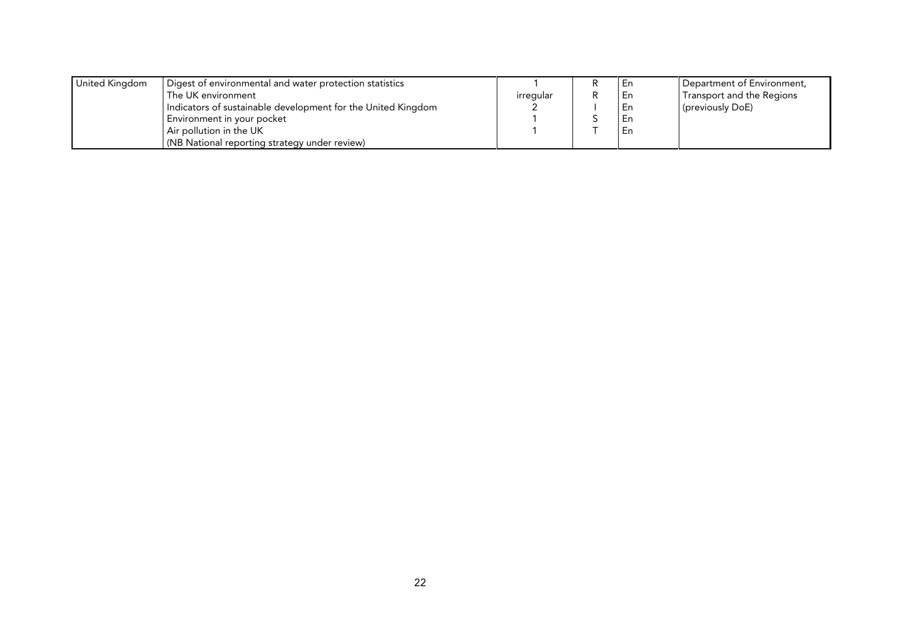| | | | | | |
|---|---|---|---|---|---|
| United Kingdom | Digest of environmental and water protection statistics | 1 | R | En | Department of Environment, |
| | The UK environment | irregular | R | En | Transport and the Regions |
| | Indicators of sustainable development for the United Kingdom | 2 | I | En | (previously DoE) |
| | Environment in your pocket | 1 | S | En | |
| | Air pollution in the UK | 1 | T | En | |
| | (NB National reporting strategy under review) | | | | |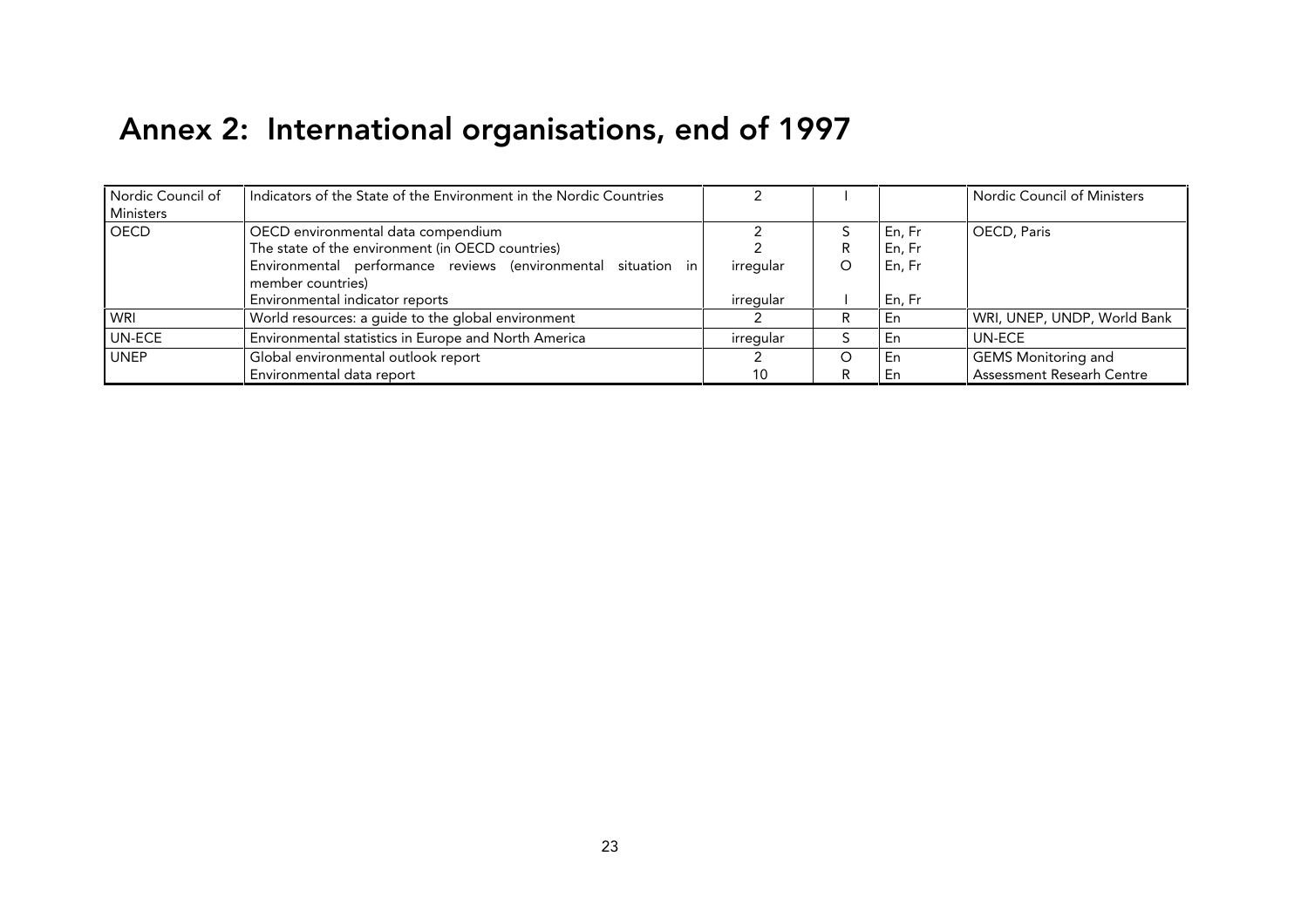# Annex 2: International organisations, end of 1997

| | | | | | |
|---|---|---|---|---|---|
| Nordic Council of Ministers | Indicators of the State of the Environment in the Nordic Countries | 2 | I | | Nordic Council of Ministers |
| OECD | OECD environmental data compendium | 2 | S | En, Fr | OECD, Paris |
| | The state of the environment (in OECD countries) | 2 | R | En, Fr | |
| | Environmental performance reviews (environmental situation in member countries) | irregular | O | En, Fr | |
| | Environmental indicator reports | irregular | I | En, Fr | |
| WRI | World resources: a guide to the global environment | 2 | R | En | WRI, UNEP, UNDP, World Bank |
| UN-ECE | Environmental statistics in Europe and North America | irregular | S | En | UN-ECE |
| UNEP | Global environmental outlook report | 2 | O | En | GEMS Monitoring and Assessment Researh Centre |
| | Environmental data report | 10 | R | En | |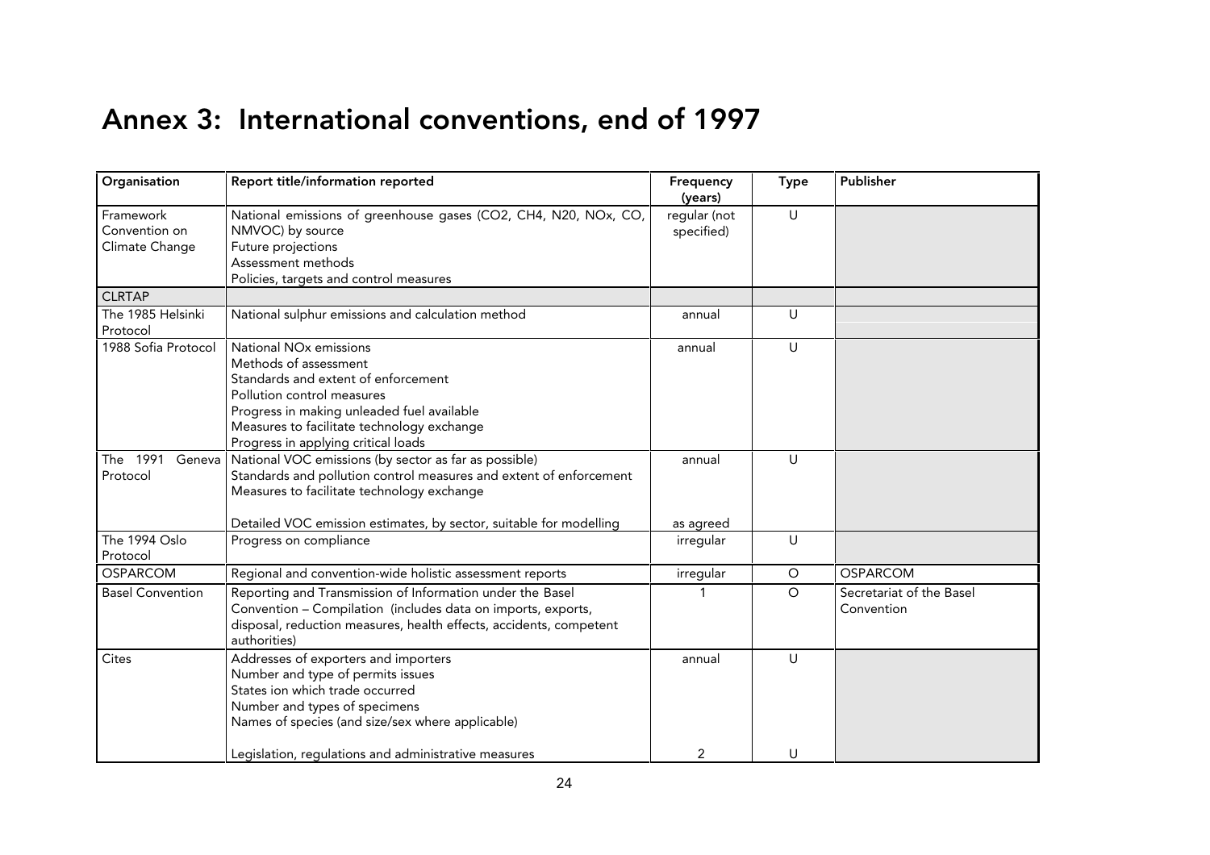# Annex 3: International conventions, end of 1997

| Organisation | Report title/information reported | Frequency (years) | Type | Publisher |
|---|---|---|---|---|
| Framework Convention on Climate Change | National emissions of greenhouse gases (CO2, CH4, N20, NOx, CO, NMVOC) by source<br>Future projections<br>Assessment methods<br>Policies, targets and control measures | regular (not specified) | U | |
| CLRTAP | | | | |
| The 1985 Helsinki Protocol | National sulphur emissions and calculation method | annual | U | |
| 1988 Sofia Protocol | National NOx emissions<br>Methods of assessment<br>Standards and extent of enforcement<br>Pollution control measures<br>Progress in making unleaded fuel available<br>Measures to facilitate technology exchange<br>Progress in applying critical loads | annual | U | |
| The 1991 Geneva Protocol | National VOC emissions (by sector as far as possible)<br>Standards and pollution control measures and extent of enforcement<br>Measures to facilitate technology exchange<br><br>Detailed VOC emission estimates, by sector, suitable for modelling | annual<br><br><br><br>as agreed | U | |
| The 1994 Oslo Protocol | Progress on compliance | irregular | U | |
| OSPARCOM | Regional and convention-wide holistic assessment reports | irregular | O | OSPARCOM |
| Basel Convention | Reporting and Transmission of Information under the Basel Convention – Compilation (includes data on imports, exports, disposal, reduction measures, health effects, accidents, competent authorities) | 1 | O | Secretariat of the Basel Convention |
| Cites | Addresses of exporters and importers<br>Number and type of permits issues<br>States ion which trade occurred<br>Number and types of specimens<br>Names of species (and size/sex where applicable)<br><br>Legislation, regulations and administrative measures | annual<br><br><br><br><br><br>2 | U<br><br><br><br><br><br>U | |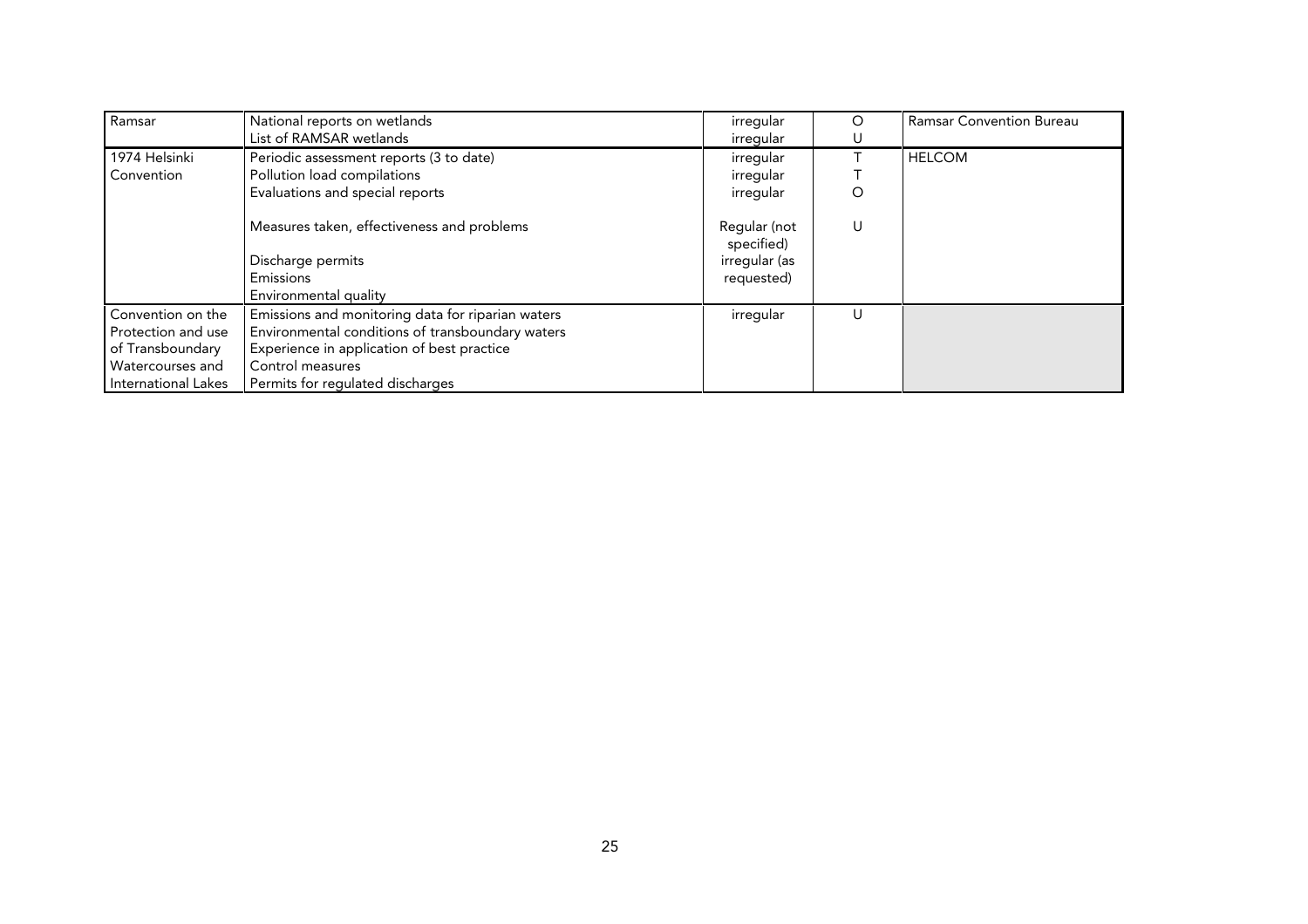| | | | | |
|---|---|---|---|---|
| Ramsar | National reports on wetlands<br>List of RAMSAR wetlands | irregular<br>irregular | O<br>U | Ramsar Convention Bureau |
| 1974 Helsinki Convention | Periodic assessment reports (3 to date)<br>Pollution load compilations<br>Evaluations and special reports<br><br>Measures taken, effectiveness and problems<br><br>Discharge permits<br>Emissions<br>Environmental quality | irregular<br>irregular<br>irregular<br><br>Regular (not specified)<br>irregular (as requested) | T<br>T<br>O<br><br>U | HELCOM |
| Convention on the Protection and use of Transboundary Watercourses and International Lakes | Emissions and monitoring data for riparian waters<br>Environmental conditions of transboundary waters<br>Experience in application of best practice<br>Control measures<br>Permits for regulated discharges | irregular | U | |